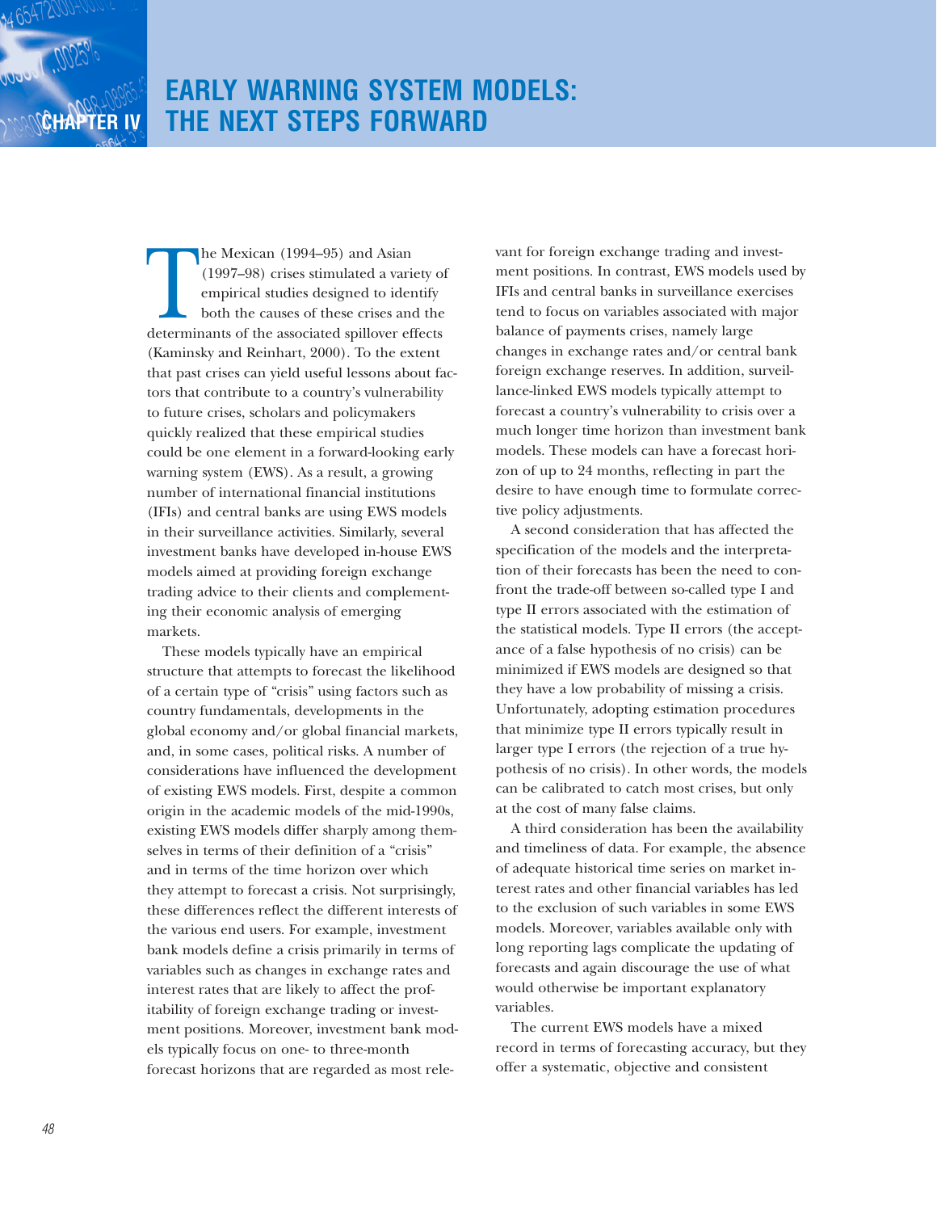# CHAPTER IV EARLY WARNING SYSTEM MODELS: THE NEXT STEPS FORWARD

The Mexican (1994–95) and Asian (1997–98) crises stimulated a variety of empirical studies designed to identify both the causes of these crises and the determinants of the associated spillover effects (Kaminsky and Reinhart, 2000). To the extent that past crises can yield useful lessons about factors that contribute to a country's vulnerability to future crises, scholars and policymakers quickly realized that these empirical studies could be one element in a forward-looking early warning system (EWS). As a result, a growing number of international financial institutions (IFIs) and central banks are using EWS models in their surveillance activities. Similarly, several investment banks have developed in-house EWS models aimed at providing foreign exchange trading advice to their clients and complementing their economic analysis of emerging markets.

These models typically have an empirical structure that attempts to forecast the likelihood of a certain type of "crisis" using factors such as country fundamentals, developments in the global economy and/or global financial markets, and, in some cases, political risks. A number of considerations have influenced the development of existing EWS models. First, despite a common origin in the academic models of the mid-1990s, existing EWS models differ sharply among themselves in terms of their definition of a "crisis" and in terms of the time horizon over which they attempt to forecast a crisis. Not surprisingly, these differences reflect the different interests of the various end users. For example, investment bank models define a crisis primarily in terms of variables such as changes in exchange rates and interest rates that are likely to affect the profitability of foreign exchange trading or investment positions. Moreover, investment bank models typically focus on one- to three-month forecast horizons that are regarded as most relevant for foreign exchange trading and investment positions. In contrast, EWS models used by IFIs and central banks in surveillance exercises tend to focus on variables associated with major balance of payments crises, namely large changes in exchange rates and/or central bank foreign exchange reserves. In addition, surveillance-linked EWS models typically attempt to forecast a country's vulnerability to crisis over a much longer time horizon than investment bank models. These models can have a forecast horizon of up to 24 months, reflecting in part the desire to have enough time to formulate corrective policy adjustments.

A second consideration that has affected the specification of the models and the interpretation of their forecasts has been the need to confront the trade-off between so-called type I and type II errors associated with the estimation of the statistical models. Type II errors (the acceptance of a false hypothesis of no crisis) can be minimized if EWS models are designed so that they have a low probability of missing a crisis. Unfortunately, adopting estimation procedures that minimize type II errors typically result in larger type I errors (the rejection of a true hypothesis of no crisis). In other words, the models can be calibrated to catch most crises, but only at the cost of many false claims.

A third consideration has been the availability and timeliness of data. For example, the absence of adequate historical time series on market interest rates and other financial variables has led to the exclusion of such variables in some EWS models. Moreover, variables available only with long reporting lags complicate the updating of forecasts and again discourage the use of what would otherwise be important explanatory variables.

The current EWS models have a mixed record in terms of forecasting accuracy, but they offer a systematic, objective and consistent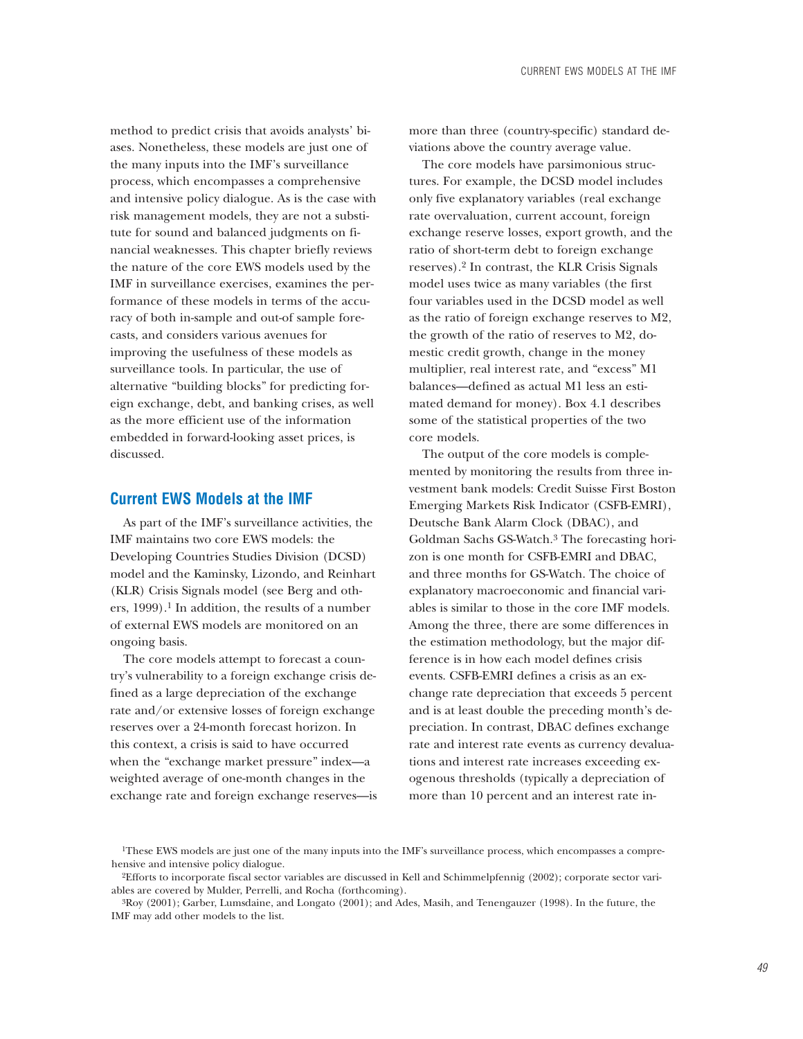method to predict crisis that avoids analysts' biases. Nonetheless, these models are just one of the many inputs into the IMF's surveillance process, which encompasses a comprehensive and intensive policy dialogue. As is the case with risk management models, they are not a substitute for sound and balanced judgments on financial weaknesses. This chapter briefly reviews the nature of the core EWS models used by the IMF in surveillance exercises, examines the performance of these models in terms of the accuracy of both in-sample and out-of sample forecasts, and considers various avenues for improving the usefulness of these models as surveillance tools. In particular, the use of alternative "building blocks" for predicting foreign exchange, debt, and banking crises, as well as the more efficient use of the information embedded in forward-looking asset prices, is discussed.

## Current EWS Models at the IMF

As part of the IMF's surveillance activities, the IMF maintains two core EWS models: the Developing Countries Studies Division (DCSD) model and the Kaminsky, Lizondo, and Reinhart (KLR) Crisis Signals model (see Berg and others, 1999).[1] In addition, the results of a number of external EWS models are monitored on an ongoing basis.

The core models attempt to forecast a country's vulnerability to a foreign exchange crisis defined as a large depreciation of the exchange rate and/or extensive losses of foreign exchange reserves over a 24-month forecast horizon. In this context, a crisis is said to have occurred when the "exchange market pressure" index—a weighted average of one-month changes in the exchange rate and foreign exchange reserves—is more than three (country-specific) standard deviations above the country average value.

The core models have parsimonious structures. For example, the DCSD model includes only five explanatory variables (real exchange rate overvaluation, current account, foreign exchange reserve losses, export growth, and the ratio of short-term debt to foreign exchange reserves).[2] In contrast, the KLR Crisis Signals model uses twice as many variables (the first four variables used in the DCSD model as well as the ratio of foreign exchange reserves to M2, the growth of the ratio of reserves to M2, domestic credit growth, change in the money multiplier, real interest rate, and "excess" M1 balances—defined as actual M1 less an estimated demand for money). Box 4.1 describes some of the statistical properties of the two core models.

The output of the core models is complemented by monitoring the results from three investment bank models: Credit Suisse First Boston Emerging Markets Risk Indicator (CSFB-EMRI), Deutsche Bank Alarm Clock (DBAC), and Goldman Sachs GS-Watch.[3] The forecasting horizon is one month for CSFB-EMRI and DBAC, and three months for GS-Watch. The choice of explanatory macroeconomic and financial variables is similar to those in the core IMF models. Among the three, there are some differences in the estimation methodology, but the major difference is in how each model defines crisis events. CSFB-EMRI defines a crisis as an exchange rate depreciation that exceeds 5 percent and is at least double the preceding month's depreciation. In contrast, DBAC defines exchange rate and interest rate events as currency devaluations and interest rate increases exceeding exogenous thresholds (typically a depreciation of more than 10 percent and an interest rate in-

[1] These EWS models are just one of the many inputs into the IMF's surveillance process, which encompasses a comprehensive and intensive policy dialogue.

[2] Efforts to incorporate fiscal sector variables are discussed in Kell and Schimmelpfennig (2002); corporate sector variables are covered by Mulder, Perrelli, and Rocha (forthcoming).

[3] Roy (2001); Garber, Lumsdaine, and Longato (2001); and Ades, Masih, and Tenengauzer (1998). In the future, the IMF may add other models to the list.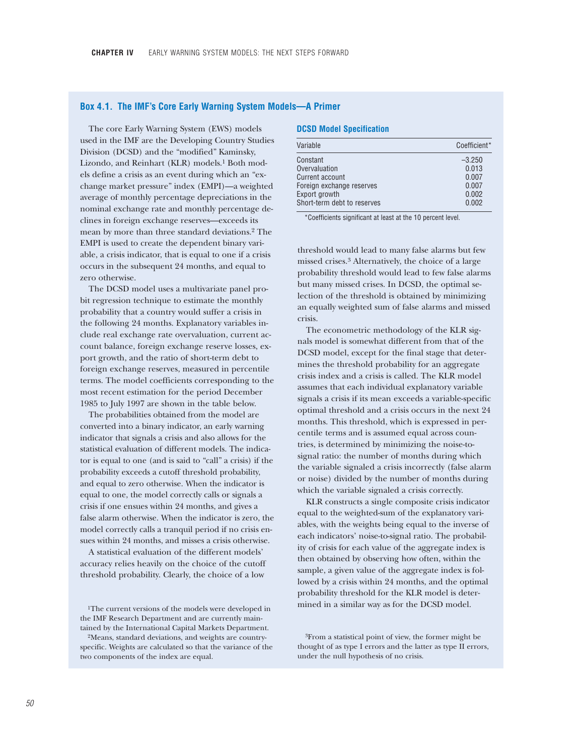## Box 4.1. The IMF's Core Early Warning System Models—A Primer

The core Early Warning System (EWS) models used in the IMF are the Developing Country Studies Division (DCSD) and the "modified" Kaminsky, Lizondo, and Reinhart (KLR) models.[1] Both models define a crisis as an event during which an "exchange market pressure" index (EMPI)—a weighted average of monthly percentage depreciations in the nominal exchange rate and monthly percentage declines in foreign exchange reserves—exceeds its mean by more than three standard deviations.[2] The EMPI is used to create the dependent binary variable, a crisis indicator, that is equal to one if a crisis occurs in the subsequent 24 months, and equal to zero otherwise.

The DCSD model uses a multivariate panel probit regression technique to estimate the monthly probability that a country would suffer a crisis in the following 24 months. Explanatory variables include real exchange rate overvaluation, current account balance, foreign exchange reserve losses, export growth, and the ratio of short-term debt to foreign exchange reserves, measured in percentile terms. The model coefficients corresponding to the most recent estimation for the period December 1985 to July 1997 are shown in the table below.

The probabilities obtained from the model are converted into a binary indicator, an early warning indicator that signals a crisis and also allows for the statistical evaluation of different models. The indicator is equal to one (and is said to "call" a crisis) if the probability exceeds a cutoff threshold probability, and equal to zero otherwise. When the indicator is equal to one, the model correctly calls or signals a crisis if one ensues within 24 months, and gives a false alarm otherwise. When the indicator is zero, the model correctly calls a tranquil period if no crisis ensues within 24 months, and misses a crisis otherwise.

A statistical evaluation of the different models' accuracy relies heavily on the choice of the cutoff threshold probability. Clearly, the choice of a low threshold would lead to many false alarms but few missed crises.[3] Alternatively, the choice of a large probability threshold would lead to few false alarms but many missed crises. In DCSD, the optimal selection of the threshold is obtained by minimizing an equally weighted sum of false alarms and missed crisis.

### DCSD Model Specification

| Variable | Coefficient* |
|---|---|
| Constant | –3.250 |
| Overvaluation | 0.013 |
| Current account | 0.007 |
| Foreign exchange reserves | 0.007 |
| Export growth | 0.002 |
| Short-term debt to reserves | 0.002 |

*Coefficients significant at least at the 10 percent level.

The econometric methodology of the KLR signals model is somewhat different from that of the DCSD model, except for the final stage that determines the threshold probability for an aggregate crisis index and a crisis is called. The KLR model assumes that each individual explanatory variable signals a crisis if its mean exceeds a variable-specific optimal threshold and a crisis occurs in the next 24 months. This threshold, which is expressed in percentile terms and is assumed equal across countries, is determined by minimizing the noise-to-signal ratio: the number of months during which the variable signaled a crisis incorrectly (false alarm or noise) divided by the number of months during which the variable signaled a crisis correctly.

KLR constructs a single composite crisis indicator equal to the weighted-sum of the explanatory variables, with the weights being equal to the inverse of each indicators' noise-to-signal ratio. The probability of crisis for each value of the aggregate index is then obtained by observing how often, within the sample, a given value of the aggregate index is followed by a crisis within 24 months, and the optimal probability threshold for the KLR model is determined in a similar way as for the DCSD model.

[1]The current versions of the models were developed in the IMF Research Department and are currently maintained by the International Capital Markets Department.

[2]Means, standard deviations, and weights are country-specific. Weights are calculated so that the variance of the two components of the index are equal.

[3]From a statistical point of view, the former might be thought of as type I errors and the latter as type II errors, under the null hypothesis of no crisis.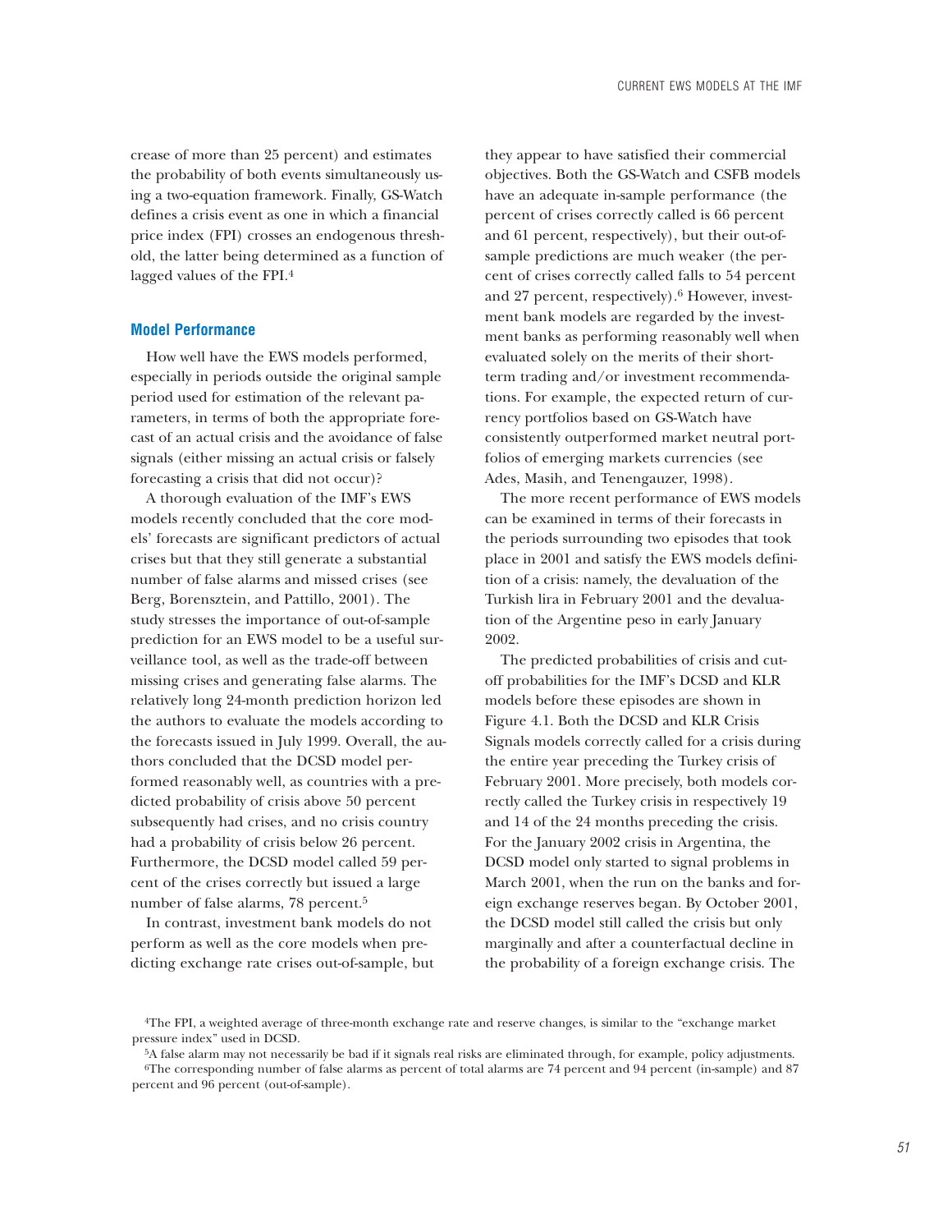crease of more than 25 percent) and estimates the probability of both events simultaneously using a two-equation framework. Finally, GS-Watch defines a crisis event as one in which a financial price index (FPI) crosses an endogenous threshold, the latter being determined as a function of lagged values of the FPI.[4]

### Model Performance

How well have the EWS models performed, especially in periods outside the original sample period used for estimation of the relevant parameters, in terms of both the appropriate forecast of an actual crisis and the avoidance of false signals (either missing an actual crisis or falsely forecasting a crisis that did not occur)?

A thorough evaluation of the IMF's EWS models recently concluded that the core models' forecasts are significant predictors of actual crises but that they still generate a substantial number of false alarms and missed crises (see Berg, Borensztein, and Pattillo, 2001). The study stresses the importance of out-of-sample prediction for an EWS model to be a useful surveillance tool, as well as the trade-off between missing crises and generating false alarms. The relatively long 24-month prediction horizon led the authors to evaluate the models according to the forecasts issued in July 1999. Overall, the authors concluded that the DCSD model performed reasonably well, as countries with a predicted probability of crisis above 50 percent subsequently had crises, and no crisis country had a probability of crisis below 26 percent. Furthermore, the DCSD model called 59 percent of the crises correctly but issued a large number of false alarms, 78 percent.[5]

In contrast, investment bank models do not perform as well as the core models when predicting exchange rate crises out-of-sample, but they appear to have satisfied their commercial objectives. Both the GS-Watch and CSFB models have an adequate in-sample performance (the percent of crises correctly called is 66 percent and 61 percent, respectively), but their out-of-sample predictions are much weaker (the percent of crises correctly called falls to 54 percent and 27 percent, respectively).[6] However, investment bank models are regarded by the investment banks as performing reasonably well when evaluated solely on the merits of their short-term trading and/or investment recommendations. For example, the expected return of currency portfolios based on GS-Watch have consistently outperformed market neutral portfolios of emerging markets currencies (see Ades, Masih, and Tenengauzer, 1998).

The more recent performance of EWS models can be examined in terms of their forecasts in the periods surrounding two episodes that took place in 2001 and satisfy the EWS models definition of a crisis: namely, the devaluation of the Turkish lira in February 2001 and the devaluation of the Argentine peso in early January 2002.

The predicted probabilities of crisis and cutoff probabilities for the IMF's DCSD and KLR models before these episodes are shown in Figure 4.1. Both the DCSD and KLR Crisis Signals models correctly called for a crisis during the entire year preceding the Turkey crisis of February 2001. More precisely, both models correctly called the Turkey crisis in respectively 19 and 14 of the 24 months preceding the crisis. For the January 2002 crisis in Argentina, the DCSD model only started to signal problems in March 2001, when the run on the banks and foreign exchange reserves began. By October 2001, the DCSD model still called the crisis but only marginally and after a counterfactual decline in the probability of a foreign exchange crisis. The

---

[4]The FPI, a weighted average of three-month exchange rate and reserve changes, is similar to the "exchange market pressure index" used in DCSD.

[5]A false alarm may not necessarily be bad if it signals real risks are eliminated through, for example, policy adjustments.

[6]The corresponding number of false alarms as percent of total alarms are 74 percent and 94 percent (in-sample) and 87 percent and 96 percent (out-of-sample).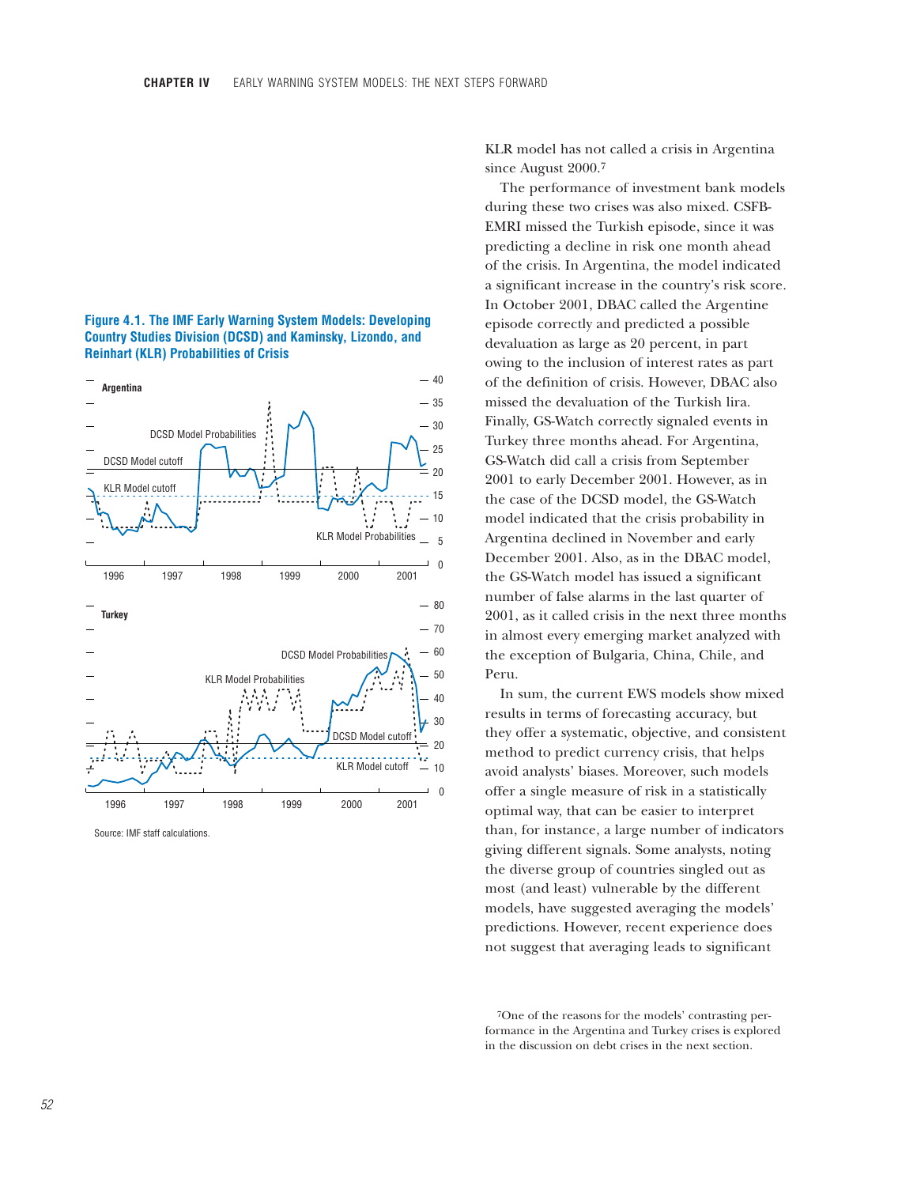**Figure 4.1. The IMF Early Warning System Models: Developing Country Studies Division (DCSD) and Kaminsky, Lizondo, and Reinhart (KLR) Probabilities of Crisis**

Source: IMF staff calculations.

KLR model has not called a crisis in Argentina since August 2000.[7]

The performance of investment bank models during these two crises was also mixed. CSFB-EMRI missed the Turkish episode, since it was predicting a decline in risk one month ahead of the crisis. In Argentina, the model indicated a significant increase in the country's risk score. In October 2001, DBAC called the Argentine episode correctly and predicted a possible devaluation as large as 20 percent, in part owing to the inclusion of interest rates as part of the definition of crisis. However, DBAC also missed the devaluation of the Turkish lira. Finally, GS-Watch correctly signaled events in Turkey three months ahead. For Argentina, GS-Watch did call a crisis from September 2001 to early December 2001. However, as in the case of the DCSD model, the GS-Watch model indicated that the crisis probability in Argentina declined in November and early December 2001. Also, as in the DBAC model, the GS-Watch model has issued a significant number of false alarms in the last quarter of 2001, as it called crisis in the next three months in almost every emerging market analyzed with the exception of Bulgaria, China, Chile, and Peru.

In sum, the current EWS models show mixed results in terms of forecasting accuracy, but they offer a systematic, objective, and consistent method to predict currency crisis, that helps avoid analysts' biases. Moreover, such models offer a single measure of risk in a statistically optimal way, that can be easier to interpret than, for instance, a large number of indicators giving different signals. Some analysts, noting the diverse group of countries singled out as most (and least) vulnerable by the different models, have suggested averaging the models' predictions. However, recent experience does not suggest that averaging leads to significant

[7]One of the reasons for the models' contrasting performance in the Argentina and Turkey crises is explored in the discussion on debt crises in the next section.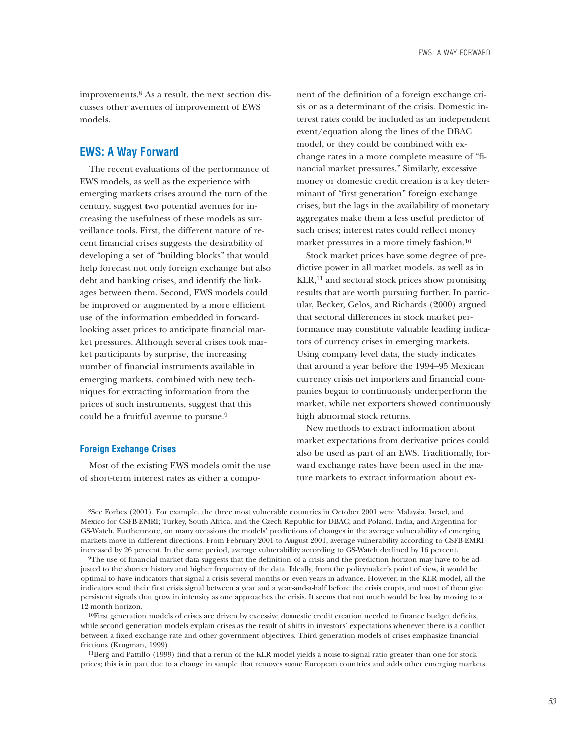improvements.[8] As a result, the next section discusses other avenues of improvement of EWS models.

## EWS: A Way Forward

The recent evaluations of the performance of EWS models, as well as the experience with emerging markets crises around the turn of the century, suggest two potential avenues for increasing the usefulness of these models as surveillance tools. First, the different nature of recent financial crises suggests the desirability of developing a set of "building blocks" that would help forecast not only foreign exchange but also debt and banking crises, and identify the linkages between them. Second, EWS models could be improved or augmented by a more efficient use of the information embedded in forward-looking asset prices to anticipate financial market pressures. Although several crises took market participants by surprise, the increasing number of financial instruments available in emerging markets, combined with new techniques for extracting information from the prices of such instruments, suggest that this could be a fruitful avenue to pursue.[9]

### Foreign Exchange Crises

Most of the existing EWS models omit the use of short-term interest rates as either a component of the definition of a foreign exchange crisis or as a determinant of the crisis. Domestic interest rates could be included as an independent event/equation along the lines of the DBAC model, or they could be combined with exchange rates in a more complete measure of "financial market pressures." Similarly, excessive money or domestic credit creation is a key determinant of "first generation" foreign exchange crises, but the lags in the availability of monetary aggregates make them a less useful predictor of such crises; interest rates could reflect money market pressures in a more timely fashion.[10]

Stock market prices have some degree of predictive power in all market models, as well as in KLR,[11] and sectoral stock prices show promising results that are worth pursuing further. In particular, Becker, Gelos, and Richards (2000) argued that sectoral differences in stock market performance may constitute valuable leading indicators of currency crises in emerging markets. Using company level data, the study indicates that around a year before the 1994–95 Mexican currency crisis net importers and financial companies began to continuously underperform the market, while net exporters showed continuously high abnormal stock returns.

New methods to extract information about market expectations from derivative prices could also be used as part of an EWS. Traditionally, forward exchange rates have been used in the mature markets to extract information about ex-

[8]See Forbes (2001). For example, the three most vulnerable countries in October 2001 were Malaysia, Israel, and Mexico for CSFB-EMRI; Turkey, South Africa, and the Czech Republic for DBAC; and Poland, India, and Argentina for GS-Watch. Furthermore, on many occasions the models' predictions of changes in the average vulnerability of emerging markets move in different directions. From February 2001 to August 2001, average vulnerability according to CSFB-EMRI increased by 26 percent. In the same period, average vulnerability according to GS-Watch declined by 16 percent.

[9]The use of financial market data suggests that the definition of a crisis and the prediction horizon may have to be adjusted to the shorter history and higher frequency of the data. Ideally, from the policymaker's point of view, it would be optimal to have indicators that signal a crisis several months or even years in advance. However, in the KLR model, all the indicators send their first crisis signal between a year and a year-and-a-half before the crisis erupts, and most of them give persistent signals that grow in intensity as one approaches the crisis. It seems that not much would be lost by moving to a 12-month horizon.

[10]First generation models of crises are driven by excessive domestic credit creation needed to finance budget deficits, while second generation models explain crises as the result of shifts in investors' expectations whenever there is a conflict between a fixed exchange rate and other government objectives. Third generation models of crises emphasize financial frictions (Krugman, 1999).

[11]Berg and Pattillo (1999) find that a rerun of the KLR model yields a noise-to-signal ratio greater than one for stock prices; this is in part due to a change in sample that removes some European countries and adds other emerging markets.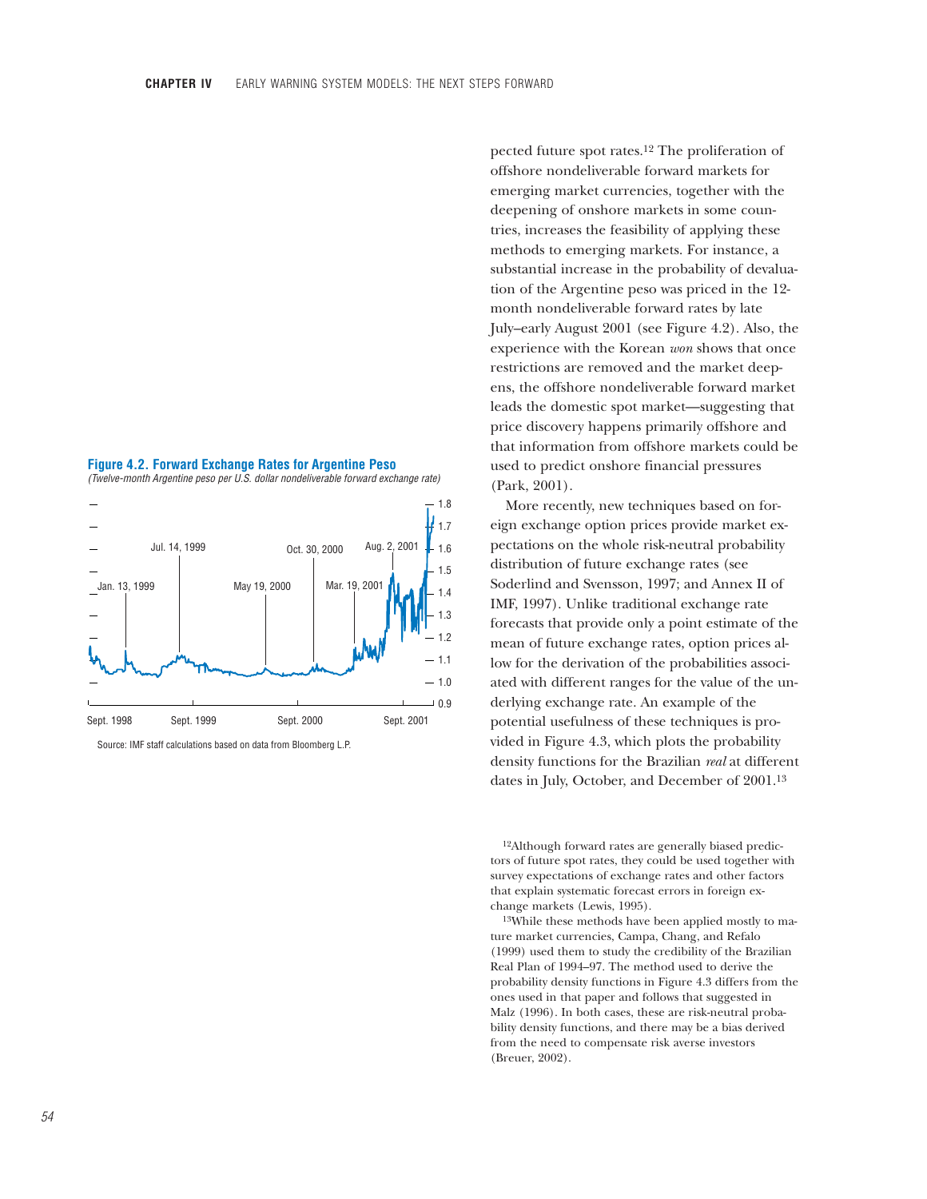**Figure 4.2. Forward Exchange Rates for Argentine Peso**

*(Twelve-month Argentine peso per U.S. dollar nondeliverable forward exchange rate)*

Source: IMF staff calculations based on data from Bloomberg L.P.

pected future spot rates.[12] The proliferation of offshore nondeliverable forward markets for emerging market currencies, together with the deepening of onshore markets in some countries, increases the feasibility of applying these methods to emerging markets. For instance, a substantial increase in the probability of devaluation of the Argentine peso was priced in the 12-month nondeliverable forward rates by late July–early August 2001 (see Figure 4.2). Also, the experience with the Korean *won* shows that once restrictions are removed and the market deepens, the offshore nondeliverable forward market leads the domestic spot market—suggesting that price discovery happens primarily offshore and that information from offshore markets could be used to predict onshore financial pressures (Park, 2001).

More recently, new techniques based on foreign exchange option prices provide market expectations on the whole risk-neutral probability distribution of future exchange rates (see Soderlind and Svensson, 1997; and Annex II of IMF, 1997). Unlike traditional exchange rate forecasts that provide only a point estimate of the mean of future exchange rates, option prices allow for the derivation of the probabilities associated with different ranges for the value of the underlying exchange rate. An example of the potential usefulness of these techniques is provided in Figure 4.3, which plots the probability density functions for the Brazilian *real* at different dates in July, October, and December of 2001.[13]

[12]Although forward rates are generally biased predictors of future spot rates, they could be used together with survey expectations of exchange rates and other factors that explain systematic forecast errors in foreign exchange markets (Lewis, 1995).

[13]While these methods have been applied mostly to mature market currencies, Campa, Chang, and Refalo (1999) used them to study the credibility of the Brazilian Real Plan of 1994–97. The method used to derive the probability density functions in Figure 4.3 differs from the ones used in that paper and follows that suggested in Malz (1996). In both cases, these are risk-neutral probability density functions, and there may be a bias derived from the need to compensate risk averse investors (Breuer, 2002).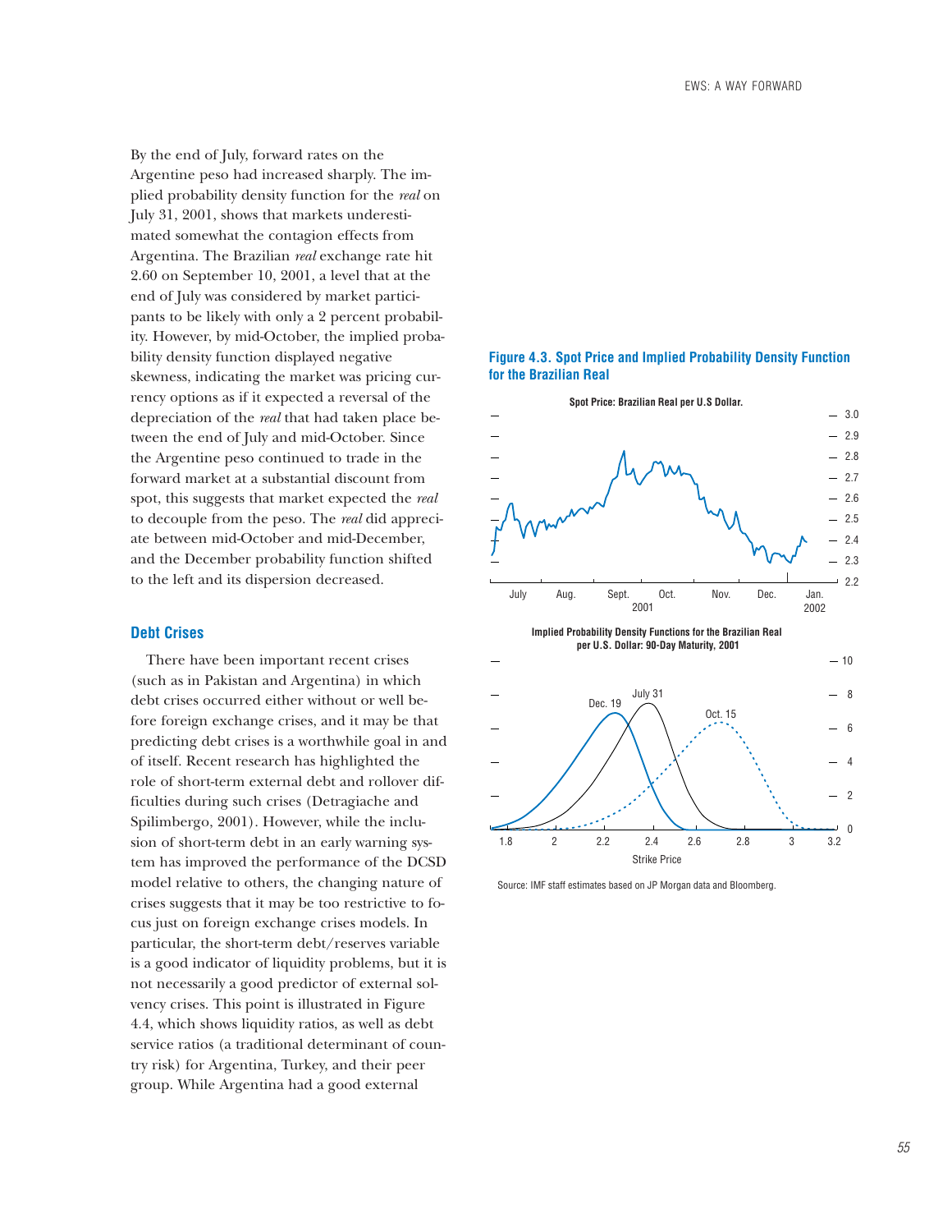By the end of July, forward rates on the Argentine peso had increased sharply. The implied probability density function for the *real* on July 31, 2001, shows that markets underestimated somewhat the contagion effects from Argentina. The Brazilian *real* exchange rate hit 2.60 on September 10, 2001, a level that at the end of July was considered by market participants to be likely with only a 2 percent probability. However, by mid-October, the implied probability density function displayed negative skewness, indicating the market was pricing currency options as if it expected a reversal of the depreciation of the *real* that had taken place between the end of July and mid-October. Since the Argentine peso continued to trade in the forward market at a substantial discount from spot, this suggests that market expected the *real* to decouple from the peso. The *real* did appreciate between mid-October and mid-December, and the December probability function shifted to the left and its dispersion decreased.

### Figure 4.3. Spot Price and Implied Probability Density Function for the Brazilian Real

Spot Price: Brazilian Real per U.S Dollar.

3.0
2.9
2.8
2.7
2.6
2.5
2.4
2.3
2.2

July
Aug.
Sept.
Oct.
Nov.
Dec.
Jan.
2001
2002

Implied Probability Density Functions for the Brazilian Real per U.S. Dollar: 90-Day Maturity, 2001

Dec. 19
July 31
Oct. 15

10
8
6
4
2
0

1.8
2
2.2
2.4
2.6
2.8
3
3.2

Strike Price

Source: IMF staff estimates based on JP Morgan data and Bloomberg.

## Debt Crises

There have been important recent crises (such as in Pakistan and Argentina) in which debt crises occurred either without or well before foreign exchange crises, and it may be that predicting debt crises is a worthwhile goal in and of itself. Recent research has highlighted the role of short-term external debt and rollover difficulties during such crises (Detragiache and Spilimbergo, 2001). However, while the inclusion of short-term debt in an early warning system has improved the performance of the DCSD model relative to others, the changing nature of crises suggests that it may be too restrictive to focus just on foreign exchange crises models. In particular, the short-term debt/reserves variable is a good indicator of liquidity problems, but it is not necessarily a good predictor of external solvency crises. This point is illustrated in Figure 4.4, which shows liquidity ratios, as well as debt service ratios (a traditional determinant of country risk) for Argentina, Turkey, and their peer group. While Argentina had a good external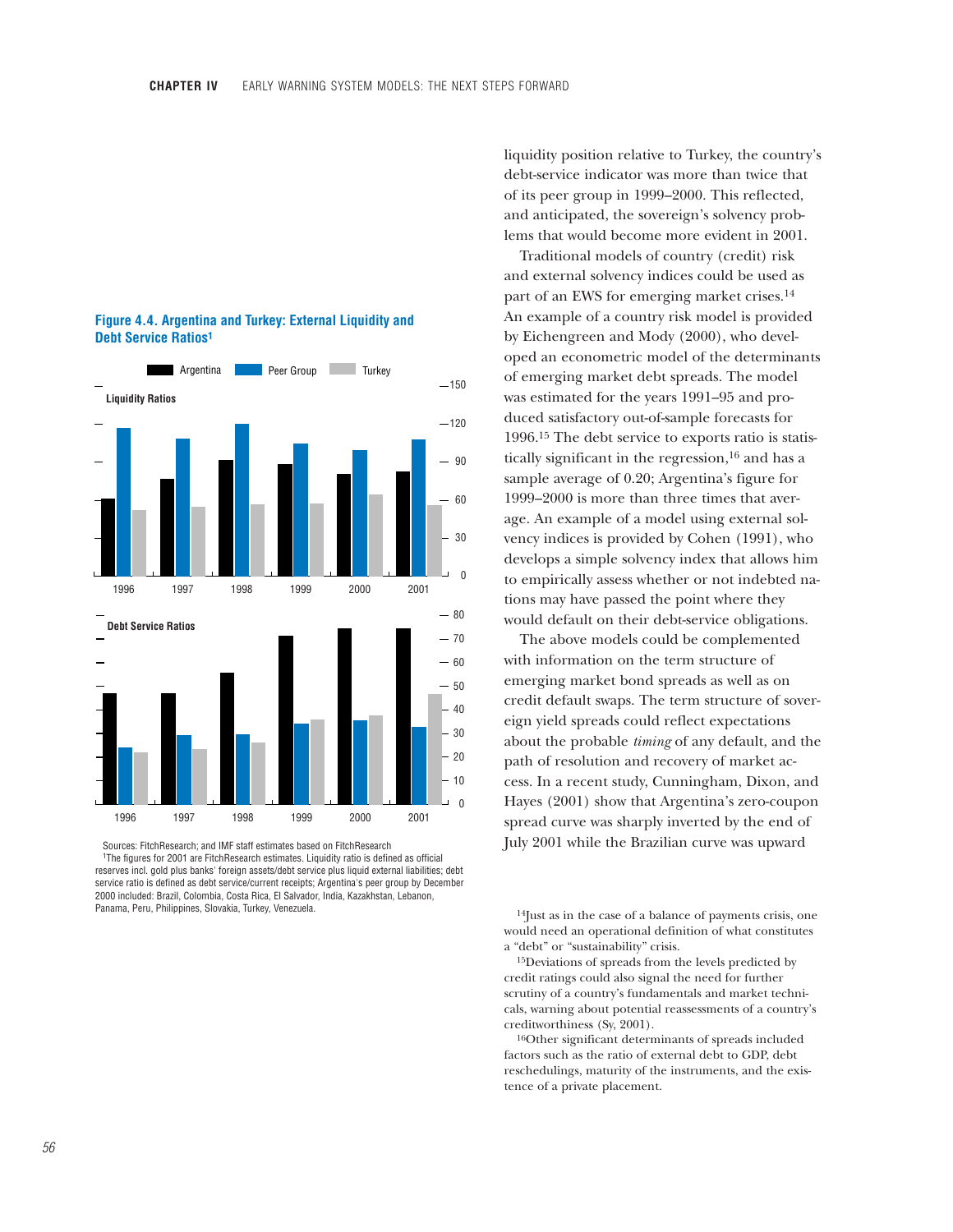liquidity position relative to Turkey, the country's debt-service indicator was more than twice that of its peer group in 1999–2000. This reflected, and anticipated, the sovereign's solvency problems that would become more evident in 2001.

Traditional models of country (credit) risk and external solvency indices could be used as part of an EWS for emerging market crises.[14] An example of a country risk model is provided by Eichengreen and Mody (2000), who developed an econometric model of the determinants of emerging market debt spreads. The model was estimated for the years 1991–95 and produced satisfactory out-of-sample forecasts for 1996.[15] The debt service to exports ratio is statistically significant in the regression,[16] and has a sample average of 0.20; Argentina's figure for 1999–2000 is more than three times that average. An example of a model using external solvency indices is provided by Cohen (1991), who develops a simple solvency index that allows him to empirically assess whether or not indebted nations may have passed the point where they would default on their debt-service obligations.

The above models could be complemented with information on the term structure of emerging market bond spreads as well as on credit default swaps. The term structure of sovereign yield spreads could reflect expectations about the probable *timing* of any default, and the path of resolution and recovery of market access. In a recent study, Cunningham, Dixon, and Hayes (2001) show that Argentina's zero-coupon spread curve was sharply inverted by the end of July 2001 while the Brazilian curve was upward

**Figure 4.4. Argentina and Turkey: External Liquidity and Debt Service Ratios[1]**

Sources: FitchResearch; and IMF staff estimates based on FitchResearch

[1]The figures for 2001 are FitchResearch estimates. Liquidity ratio is defined as official reserves incl. gold plus banks' foreign assets/debt service plus liquid external liabilities; debt service ratio is defined as debt service/current receipts; Argentina's peer group by December 2000 included: Brazil, Colombia, Costa Rica, El Salvador, India, Kazakhstan, Lebanon, Panama, Peru, Philippines, Slovakia, Turkey, Venezuela.

[14]Just as in the case of a balance of payments crisis, one would need an operational definition of what constitutes a "debt" or "sustainability" crisis.

[15]Deviations of spreads from the levels predicted by credit ratings could also signal the need for further scrutiny of a country's fundamentals and market technicals, warning about potential reassessments of a country's creditworthiness (Sy, 2001).

[16]Other significant determinants of spreads included factors such as the ratio of external debt to GDP, debt reschedulings, maturity of the instruments, and the existence of a private placement.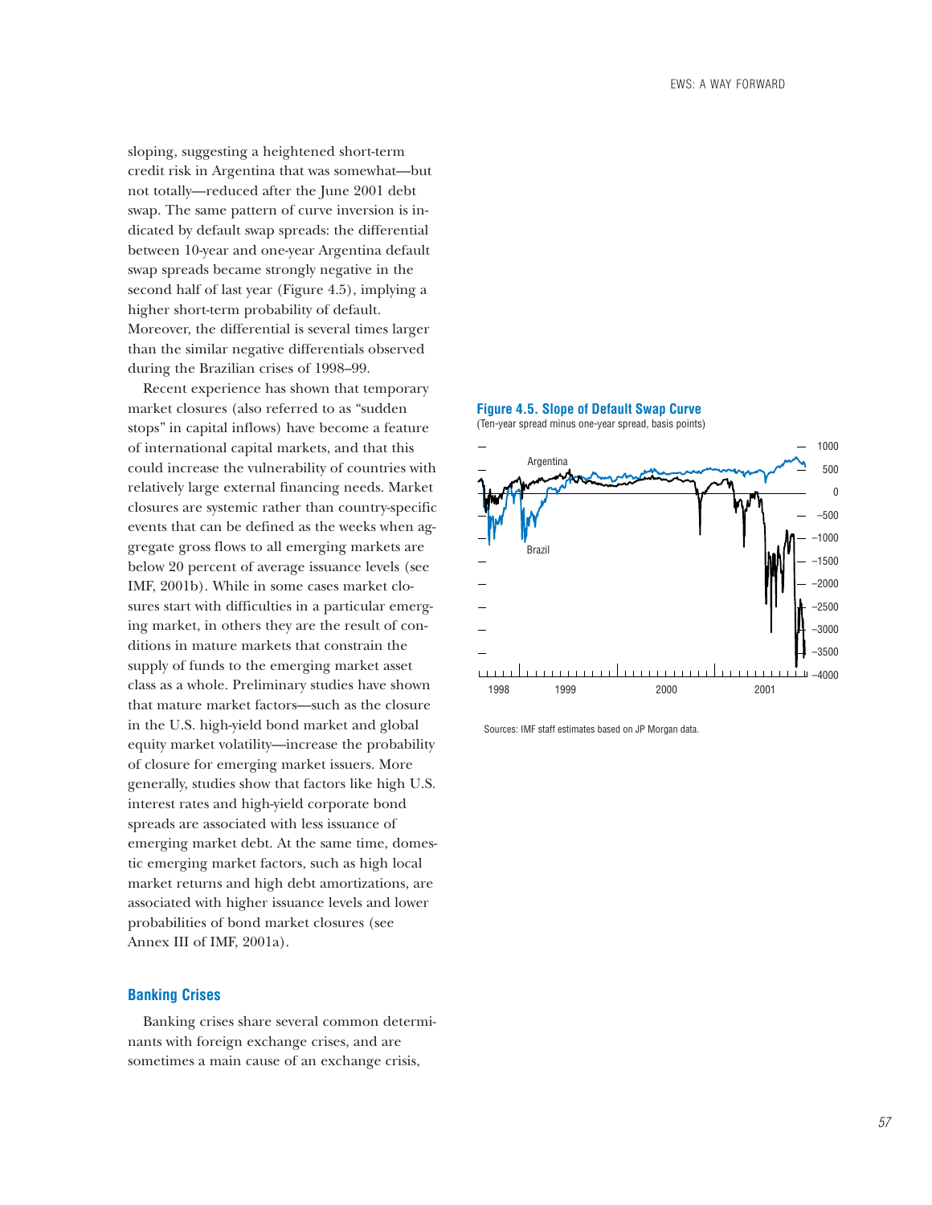sloping, suggesting a heightened short-term credit risk in Argentina that was somewhat—but not totally—reduced after the June 2001 debt swap. The same pattern of curve inversion is indicated by default swap spreads: the differential between 10-year and one-year Argentina default swap spreads became strongly negative in the second half of last year (Figure 4.5), implying a higher short-term probability of default. Moreover, the differential is several times larger than the similar negative differentials observed during the Brazilian crises of 1998–99.

Recent experience has shown that temporary market closures (also referred to as "sudden stops" in capital inflows) have become a feature of international capital markets, and that this could increase the vulnerability of countries with relatively large external financing needs. Market closures are systemic rather than country-specific events that can be defined as the weeks when aggregate gross flows to all emerging markets are below 20 percent of average issuance levels (see IMF, 2001b). While in some cases market closures start with difficulties in a particular emerging market, in others they are the result of conditions in mature markets that constrain the supply of funds to the emerging market asset class as a whole. Preliminary studies have shown that mature market factors—such as the closure in the U.S. high-yield bond market and global equity market volatility—increase the probability of closure for emerging market issuers. More generally, studies show that factors like high U.S. interest rates and high-yield corporate bond spreads are associated with less issuance of emerging market debt. At the same time, domestic emerging market factors, such as high local market returns and high debt amortizations, are associated with higher issuance levels and lower probabilities of bond market closures (see Annex III of IMF, 2001a).

**Figure 4.5. Slope of Default Swap Curve**

(Ten-year spread minus one-year spread, basis points)

Sources: IMF staff estimates based on JP Morgan data.

## Banking Crises

Banking crises share several common determinants with foreign exchange crises, and are sometimes a main cause of an exchange crisis,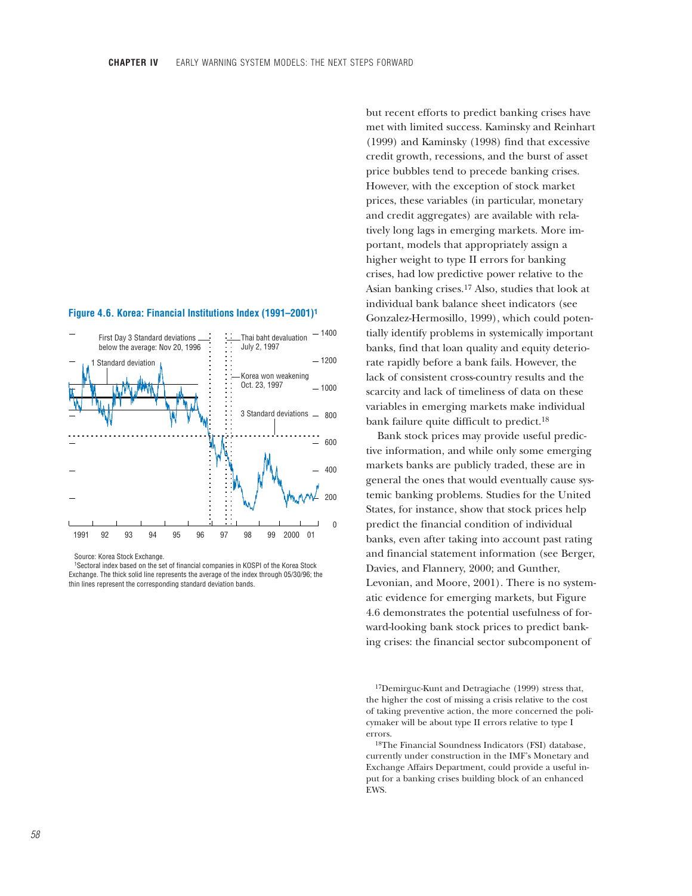**Figure 4.6. Korea: Financial Institutions Index (1991–2001)[1]**

Source: Korea Stock Exchange.

[1]Sectoral index based on the set of financial companies in KOSPI of the Korea Stock Exchange. The thick solid line represents the average of the index through 05/30/96; the thin lines represent the corresponding standard deviation bands.

but recent efforts to predict banking crises have met with limited success. Kaminsky and Reinhart (1999) and Kaminsky (1998) find that excessive credit growth, recessions, and the burst of asset price bubbles tend to precede banking crises. However, with the exception of stock market prices, these variables (in particular, monetary and credit aggregates) are available with relatively long lags in emerging markets. More important, models that appropriately assign a higher weight to type II errors for banking crises, had low predictive power relative to the Asian banking crises.[17] Also, studies that look at individual bank balance sheet indicators (see Gonzalez-Hermosillo, 1999), which could potentially identify problems in systemically important banks, find that loan quality and equity deteriorate rapidly before a bank fails. However, the lack of consistent cross-country results and the scarcity and lack of timeliness of data on these variables in emerging markets make individual bank failure quite difficult to predict.[18]

Bank stock prices may provide useful predictive information, and while only some emerging markets banks are publicly traded, these are in general the ones that would eventually cause systemic banking problems. Studies for the United States, for instance, show that stock prices help predict the financial condition of individual banks, even after taking into account past rating and financial statement information (see Berger, Davies, and Flannery, 2000; and Gunther, Levonian, and Moore, 2001). There is no systematic evidence for emerging markets, but Figure 4.6 demonstrates the potential usefulness of forward-looking bank stock prices to predict banking crises: the financial sector subcomponent of

[17]Demirguc-Kunt and Detragiache (1999) stress that, the higher the cost of missing a crisis relative to the cost of taking preventive action, the more concerned the policymaker will be about type II errors relative to type I errors.

[18]The Financial Soundness Indicators (FSI) database, currently under construction in the IMF's Monetary and Exchange Affairs Department, could provide a useful input for a banking crises building block of an enhanced EWS.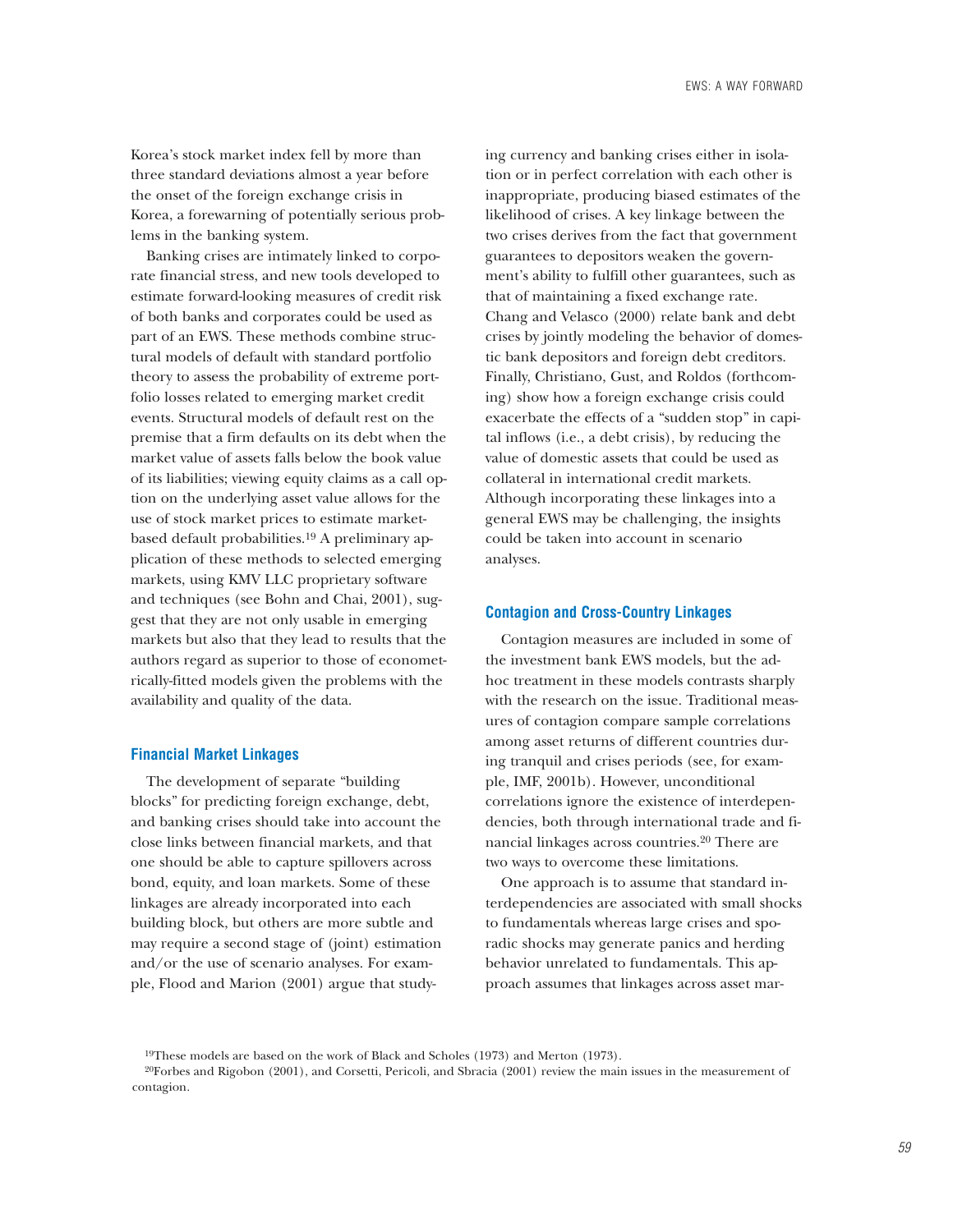Korea's stock market index fell by more than three standard deviations almost a year before the onset of the foreign exchange crisis in Korea, a forewarning of potentially serious problems in the banking system.

Banking crises are intimately linked to corporate financial stress, and new tools developed to estimate forward-looking measures of credit risk of both banks and corporates could be used as part of an EWS. These methods combine structural models of default with standard portfolio theory to assess the probability of extreme portfolio losses related to emerging market credit events. Structural models of default rest on the premise that a firm defaults on its debt when the market value of assets falls below the book value of its liabilities; viewing equity claims as a call option on the underlying asset value allows for the use of stock market prices to estimate market-based default probabilities.[19] A preliminary application of these methods to selected emerging markets, using KMV LLC proprietary software and techniques (see Bohn and Chai, 2001), suggest that they are not only usable in emerging markets but also that they lead to results that the authors regard as superior to those of econometrically-fitted models given the problems with the availability and quality of the data.

### Financial Market Linkages

The development of separate "building blocks" for predicting foreign exchange, debt, and banking crises should take into account the close links between financial markets, and that one should be able to capture spillovers across bond, equity, and loan markets. Some of these linkages are already incorporated into each building block, but others are more subtle and may require a second stage of (joint) estimation and/or the use of scenario analyses. For example, Flood and Marion (2001) argue that studying currency and banking crises either in isolation or in perfect correlation with each other is inappropriate, producing biased estimates of the likelihood of crises. A key linkage between the two crises derives from the fact that government guarantees to depositors weaken the government's ability to fulfill other guarantees, such as that of maintaining a fixed exchange rate. Chang and Velasco (2000) relate bank and debt crises by jointly modeling the behavior of domestic bank depositors and foreign debt creditors. Finally, Christiano, Gust, and Roldos (forthcoming) show how a foreign exchange crisis could exacerbate the effects of a "sudden stop" in capital inflows (i.e., a debt crisis), by reducing the value of domestic assets that could be used as collateral in international credit markets. Although incorporating these linkages into a general EWS may be challenging, the insights could be taken into account in scenario analyses.

### Contagion and Cross-Country Linkages

Contagion measures are included in some of the investment bank EWS models, but the ad-hoc treatment in these models contrasts sharply with the research on the issue. Traditional measures of contagion compare sample correlations among asset returns of different countries during tranquil and crises periods (see, for example, IMF, 2001b). However, unconditional correlations ignore the existence of interdependencies, both through international trade and financial linkages across countries.[20] There are two ways to overcome these limitations.

One approach is to assume that standard interdependencies are associated with small shocks to fundamentals whereas large crises and sporadic shocks may generate panics and herding behavior unrelated to fundamentals. This approach assumes that linkages across asset mar-

---

[19] These models are based on the work of Black and Scholes (1973) and Merton (1973).

[20] Forbes and Rigobon (2001), and Corsetti, Pericoli, and Sbracia (2001) review the main issues in the measurement of contagion.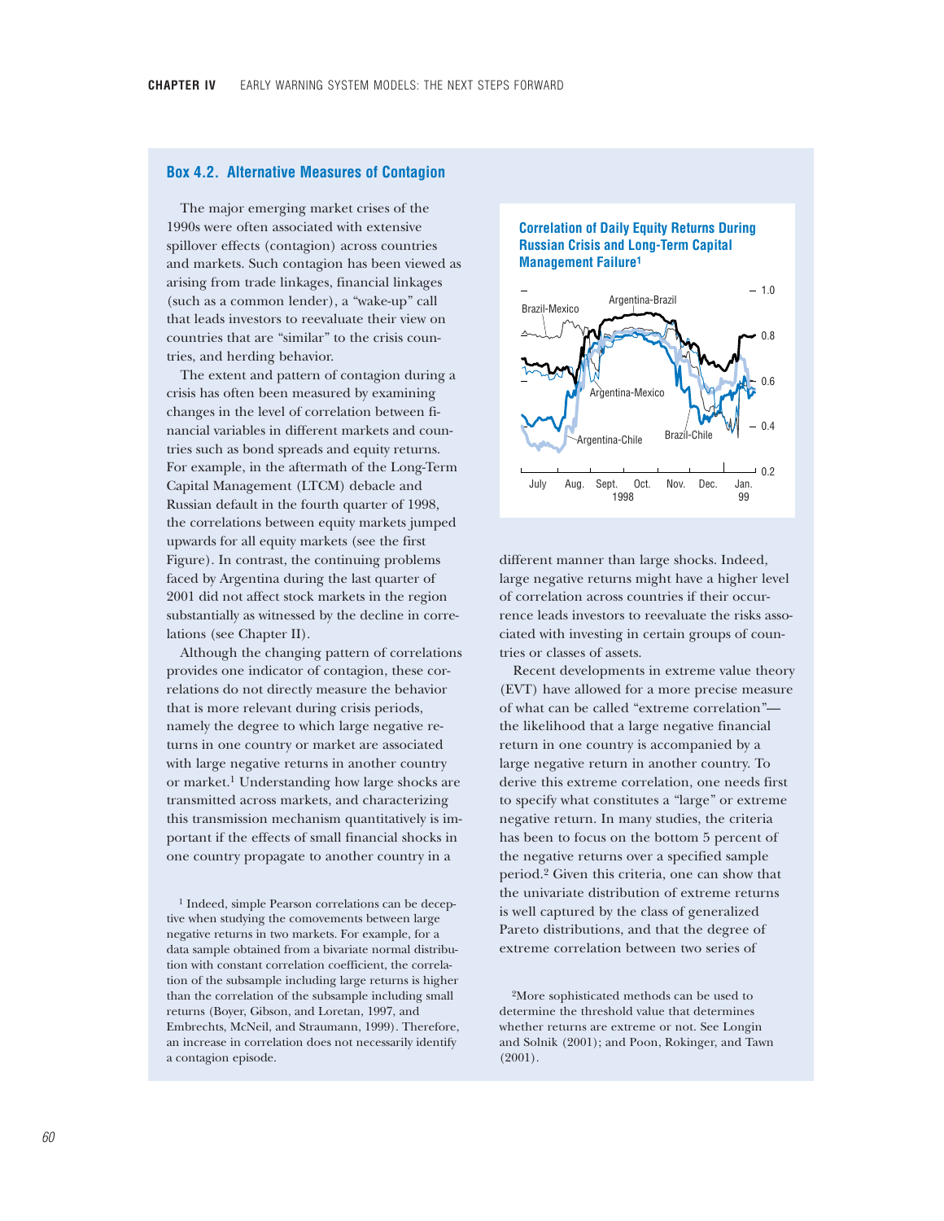## Box 4.2. Alternative Measures of Contagion

The major emerging market crises of the 1990s were often associated with extensive spillover effects (contagion) across countries and markets. Such contagion has been viewed as arising from trade linkages, financial linkages (such as a common lender), a "wake-up" call that leads investors to reevaluate their view on countries that are "similar" to the crisis countries, and herding behavior.

The extent and pattern of contagion during a crisis has often been measured by examining changes in the level of correlation between financial variables in different markets and countries such as bond spreads and equity returns. For example, in the aftermath of the Long-Term Capital Management (LTCM) debacle and Russian default in the fourth quarter of 1998, the correlations between equity markets jumped upwards for all equity markets (see the first Figure). In contrast, the continuing problems faced by Argentina during the last quarter of 2001 did not affect stock markets in the region substantially as witnessed by the decline in correlations (see Chapter II).

Although the changing pattern of correlations provides one indicator of contagion, these correlations do not directly measure the behavior that is more relevant during crisis periods, namely the degree to which large negative returns in one country or market are associated with large negative returns in another country or market.[1] Understanding how large shocks are transmitted across markets, and characterizing this transmission mechanism quantitatively is important if the effects of small financial shocks in one country propagate to another country in a different manner than large shocks. Indeed, large negative returns might have a higher level of correlation across countries if their occurrence leads investors to reevaluate the risks associated with investing in certain groups of countries or classes of assets.

**Correlation of Daily Equity Returns During Russian Crisis and Long-Term Capital Management Failure[1]**

Recent developments in extreme value theory (EVT) have allowed for a more precise measure of what can be called "extreme correlation"—the likelihood that a large negative financial return in one country is accompanied by a large negative return in another country. To derive this extreme correlation, one needs first to specify what constitutes a "large" or extreme negative return. In many studies, the criteria has been to focus on the bottom 5 percent of the negative returns over a specified sample period.[2] Given this criteria, one can show that the univariate distribution of extreme returns is well captured by the class of generalized Pareto distributions, and that the degree of extreme correlation between two series of

[1] Indeed, simple Pearson correlations can be deceptive when studying the comovements between large negative returns in two markets. For example, for a data sample obtained from a bivariate normal distribution with constant correlation coefficient, the correlation of the subsample including large returns is higher than the correlation of the subsample including small returns (Boyer, Gibson, and Loretan, 1997, and Embrechts, McNeil, and Straumann, 1999). Therefore, an increase in correlation does not necessarily identify a contagion episode.

[2] More sophisticated methods can be used to determine the threshold value that determines whether returns are extreme or not. See Longin and Solnik (2001); and Poon, Rokinger, and Tawn (2001).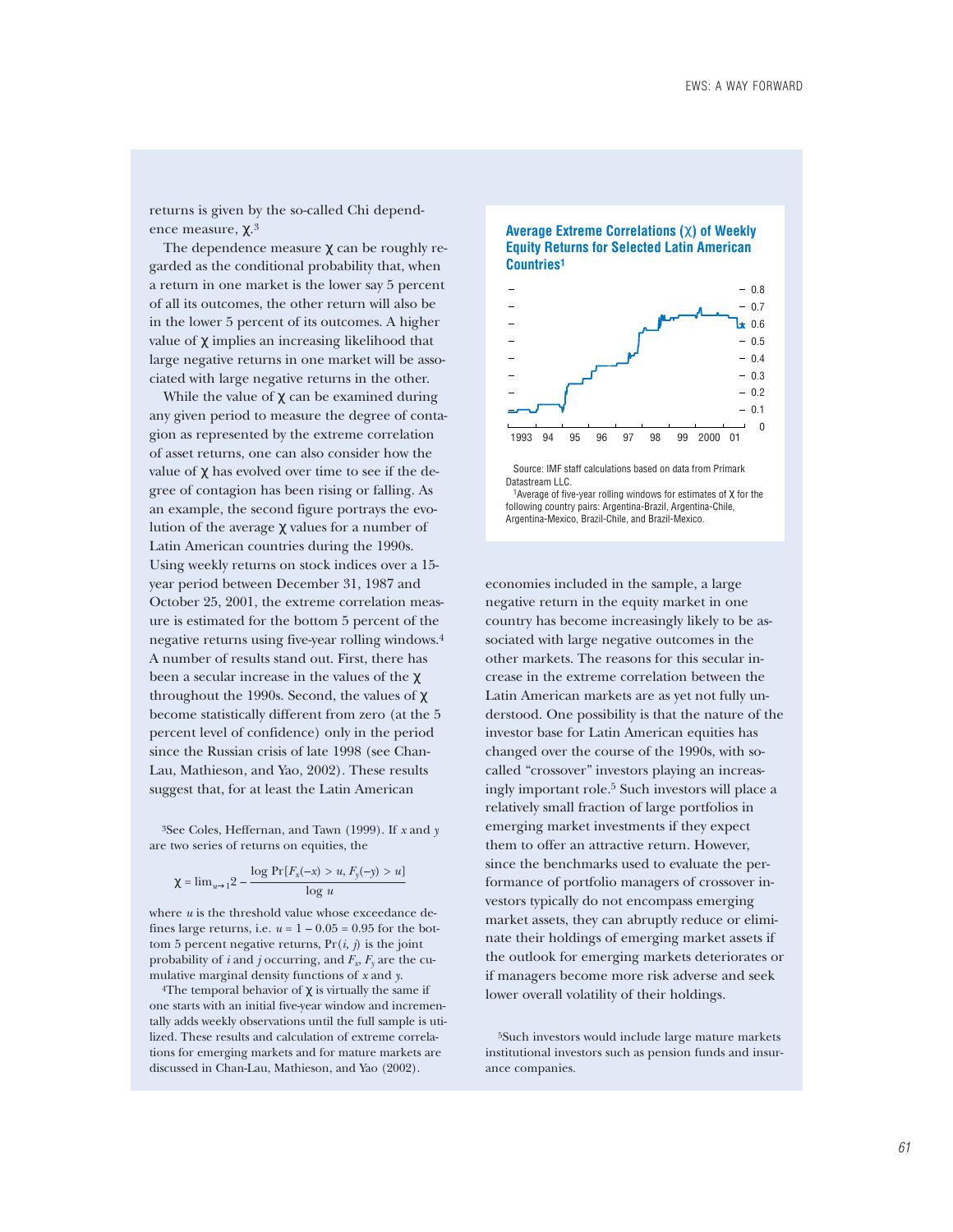returns is given by the so-called Chi dependence measure, χ.[3]

The dependence measure χ can be roughly regarded as the conditional probability that, when a return in one market is the lower say 5 percent of all its outcomes, the other return will also be in the lower 5 percent of its outcomes. A higher value of χ implies an increasing likelihood that large negative returns in one market will be associated with large negative returns in the other.

While the value of χ can be examined during any given period to measure the degree of contagion as represented by the extreme correlation of asset returns, one can also consider how the value of χ has evolved over time to see if the degree of contagion has been rising or falling. As an example, the second figure portrays the evolution of the average χ values for a number of Latin American countries during the 1990s. Using weekly returns on stock indices over a 15-year period between December 31, 1987 and October 25, 2001, the extreme correlation measure is estimated for the bottom 5 percent of the negative returns using five-year rolling windows.[4] A number of results stand out. First, there has been a secular increase in the values of the χ throughout the 1990s. Second, the values of χ become statistically different from zero (at the 5 percent level of confidence) only in the period since the Russian crisis of late 1998 (see Chan-Lau, Mathieson, and Yao, 2002). These results suggest that, for at least the Latin American economies included in the sample, a large negative return in the equity market in one country has become increasingly likely to be associated with large negative outcomes in the other markets. The reasons for this secular increase in the extreme correlation between the Latin American markets are as yet not fully understood. One possibility is that the nature of the investor base for Latin American equities has changed over the course of the 1990s, with so-called "crossover" investors playing an increasingly important role.[5] Such investors will place a relatively small fraction of large portfolios in emerging market investments if they expect them to offer an attractive return. However, since the benchmarks used to evaluate the performance of portfolio managers of crossover investors typically do not encompass emerging market assets, they can abruptly reduce or eliminate their holdings of emerging market assets if the outlook for emerging markets deteriorates or if managers become more risk adverse and seek lower overall volatility of their holdings.

**Average Extreme Correlations (χ) of Weekly Equity Returns for Selected Latin American Countries[1]**

Source: IMF staff calculations based on data from Primark Datastream LLC.

[1]Average of five-year rolling windows for estimates of χ for the following country pairs: Argentina-Brazil, Argentina-Chile, Argentina-Mexico, Brazil-Chile, and Brazil-Mexico.

---

[3]See Coles, Heffernan, and Tawn (1999). If $x$ and $y$ are two series of returns on equities, the

$$\chi = \lim_{u \to 1} 2 - \frac{\log \Pr[F_x(-x) > u, F_y(-y) > u]}{\log u}$$

where $u$ is the threshold value whose exceedance defines large returns, i.e. $u = 1 - 0.05 = 0.95$ for the bottom 5 percent negative returns, $\Pr(i, j)$ is the joint probability of $i$ and $j$ occurring, and $F_x$, $F_y$ are the cumulative marginal density functions of $x$ and $y$.

[4]The temporal behavior of χ is virtually the same if one starts with an initial five-year window and incrementally adds weekly observations until the full sample is utilized. These results and calculation of extreme correlations for emerging markets and for mature markets are discussed in Chan-Lau, Mathieson, and Yao (2002).

[5]Such investors would include large mature markets institutional investors such as pension funds and insurance companies.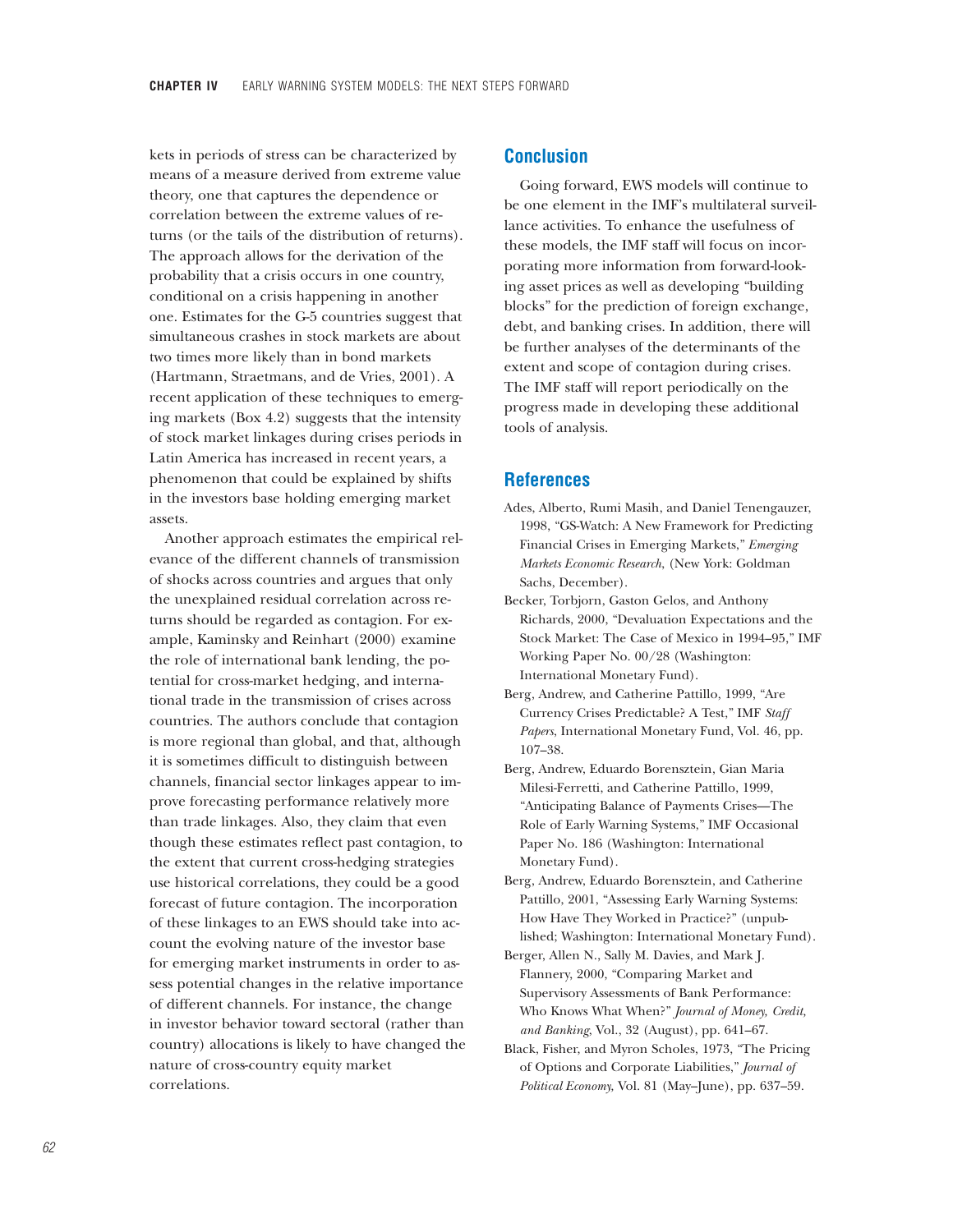kets in periods of stress can be characterized by means of a measure derived from extreme value theory, one that captures the dependence or correlation between the extreme values of returns (or the tails of the distribution of returns). The approach allows for the derivation of the probability that a crisis occurs in one country, conditional on a crisis happening in another one. Estimates for the G-5 countries suggest that simultaneous crashes in stock markets are about two times more likely than in bond markets (Hartmann, Straetmans, and de Vries, 2001). A recent application of these techniques to emerging markets (Box 4.2) suggests that the intensity of stock market linkages during crises periods in Latin America has increased in recent years, a phenomenon that could be explained by shifts in the investors base holding emerging market assets.

Another approach estimates the empirical relevance of the different channels of transmission of shocks across countries and argues that only the unexplained residual correlation across returns should be regarded as contagion. For example, Kaminsky and Reinhart (2000) examine the role of international bank lending, the potential for cross-market hedging, and international trade in the transmission of crises across countries. The authors conclude that contagion is more regional than global, and that, although it is sometimes difficult to distinguish between channels, financial sector linkages appear to improve forecasting performance relatively more than trade linkages. Also, they claim that even though these estimates reflect past contagion, to the extent that current cross-hedging strategies use historical correlations, they could be a good forecast of future contagion. The incorporation of these linkages to an EWS should take into account the evolving nature of the investor base for emerging market instruments in order to assess potential changes in the relative importance of different channels. For instance, the change in investor behavior toward sectoral (rather than country) allocations is likely to have changed the nature of cross-country equity market correlations.

## Conclusion

Going forward, EWS models will continue to be one element in the IMF's multilateral surveillance activities. To enhance the usefulness of these models, the IMF staff will focus on incorporating more information from forward-looking asset prices as well as developing "building blocks" for the prediction of foreign exchange, debt, and banking crises. In addition, there will be further analyses of the determinants of the extent and scope of contagion during crises. The IMF staff will report periodically on the progress made in developing these additional tools of analysis.

## References

Ades, Alberto, Rumi Masih, and Daniel Tenengauzer, 1998, "GS-Watch: A New Framework for Predicting Financial Crises in Emerging Markets," *Emerging Markets Economic Research*, (New York: Goldman Sachs, December).

Becker, Torbjorn, Gaston Gelos, and Anthony Richards, 2000, "Devaluation Expectations and the Stock Market: The Case of Mexico in 1994–95," IMF Working Paper No. 00/28 (Washington: International Monetary Fund).

Berg, Andrew, and Catherine Pattillo, 1999, "Are Currency Crises Predictable? A Test," IMF *Staff Papers*, International Monetary Fund, Vol. 46, pp. 107–38.

Berg, Andrew, Eduardo Borensztein, Gian Maria Milesi-Ferretti, and Catherine Pattillo, 1999, "Anticipating Balance of Payments Crises—The Role of Early Warning Systems," IMF Occasional Paper No. 186 (Washington: International Monetary Fund).

Berg, Andrew, Eduardo Borensztein, and Catherine Pattillo, 2001, "Assessing Early Warning Systems: How Have They Worked in Practice?" (unpublished; Washington: International Monetary Fund).

Berger, Allen N., Sally M. Davies, and Mark J. Flannery, 2000, "Comparing Market and Supervisory Assessments of Bank Performance: Who Knows What When?" *Journal of Money, Credit, and Banking*, Vol., 32 (August), pp. 641–67.

Black, Fisher, and Myron Scholes, 1973, "The Pricing of Options and Corporate Liabilities," *Journal of Political Economy,* Vol. 81 (May–June), pp. 637–59.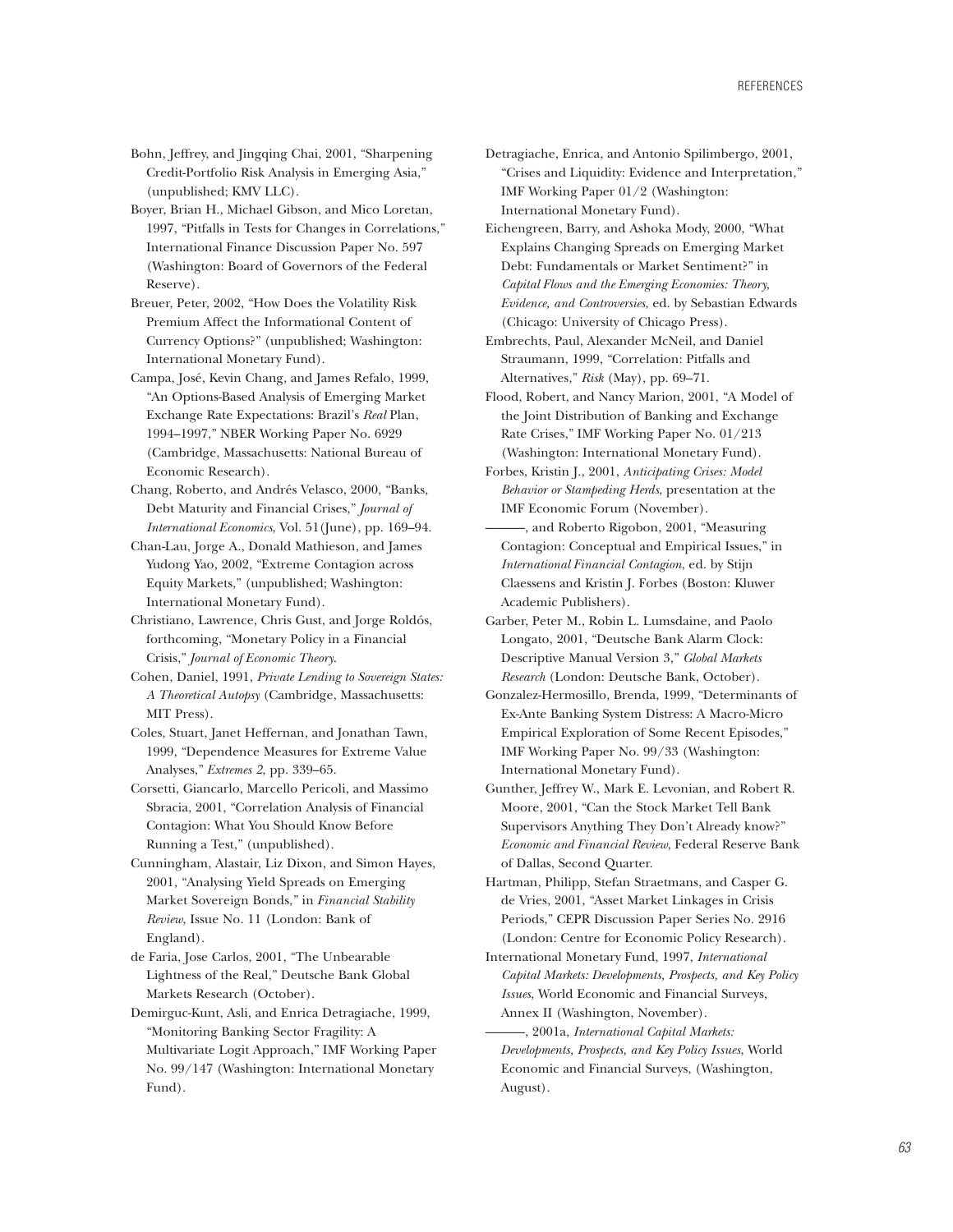Bohn, Jeffrey, and Jingqing Chai, 2001, "Sharpening Credit-Portfolio Risk Analysis in Emerging Asia," (unpublished; KMV LLC).

Boyer, Brian H., Michael Gibson, and Mico Loretan, 1997, "Pitfalls in Tests for Changes in Correlations," International Finance Discussion Paper No. 597 (Washington: Board of Governors of the Federal Reserve).

Breuer, Peter, 2002, "How Does the Volatility Risk Premium Affect the Informational Content of Currency Options?" (unpublished; Washington: International Monetary Fund).

Campa, José, Kevin Chang, and James Refalo, 1999, "An Options-Based Analysis of Emerging Market Exchange Rate Expectations: Brazil's *Real* Plan, 1994–1997," NBER Working Paper No. 6929 (Cambridge, Massachusetts: National Bureau of Economic Research).

Chang, Roberto, and Andrés Velasco, 2000, "Banks, Debt Maturity and Financial Crises," *Journal of International Economics*, Vol. 51(June), pp. 169–94.

Chan-Lau, Jorge A., Donald Mathieson, and James Yudong Yao, 2002, "Extreme Contagion across Equity Markets," (unpublished; Washington: International Monetary Fund).

Christiano, Lawrence, Chris Gust, and Jorge Roldós, forthcoming, "Monetary Policy in a Financial Crisis," *Journal of Economic Theory*.

Cohen, Daniel, 1991, *Private Lending to Sovereign States: A Theoretical Autopsy* (Cambridge, Massachusetts: MIT Press).

Coles, Stuart, Janet Heffernan, and Jonathan Tawn, 1999, "Dependence Measures for Extreme Value Analyses," *Extremes 2,* pp. 339–65.

Corsetti, Giancarlo, Marcello Pericoli, and Massimo Sbracia, 2001, "Correlation Analysis of Financial Contagion: What You Should Know Before Running a Test," (unpublished).

Cunningham, Alastair, Liz Dixon, and Simon Hayes, 2001, "Analysing Yield Spreads on Emerging Market Sovereign Bonds," in *Financial Stability Review,* Issue No. 11 (London: Bank of England).

de Faria, Jose Carlos, 2001, "The Unbearable Lightness of the Real," Deutsche Bank Global Markets Research (October).

Demirguc-Kunt, Asli, and Enrica Detragiache, 1999, "Monitoring Banking Sector Fragility: A Multivariate Logit Approach," IMF Working Paper No. 99/147 (Washington: International Monetary Fund).

Detragiache, Enrica, and Antonio Spilimbergo, 2001, "Crises and Liquidity: Evidence and Interpretation," IMF Working Paper 01/2 (Washington: International Monetary Fund).

Eichengreen, Barry, and Ashoka Mody, 2000, "What Explains Changing Spreads on Emerging Market Debt: Fundamentals or Market Sentiment?" in *Capital Flows and the Emerging Economies: Theory, Evidence, and Controversies*, ed. by Sebastian Edwards (Chicago: University of Chicago Press).

Embrechts, Paul, Alexander McNeil, and Daniel Straumann, 1999, "Correlation: Pitfalls and Alternatives," *Risk* (May), pp. 69–71.

Flood, Robert, and Nancy Marion, 2001, "A Model of the Joint Distribution of Banking and Exchange Rate Crises," IMF Working Paper No. 01/213 (Washington: International Monetary Fund).

Forbes, Kristin J., 2001, *Anticipating Crises: Model Behavior or Stampeding Herds*, presentation at the IMF Economic Forum (November).

———, and Roberto Rigobon, 2001, "Measuring Contagion: Conceptual and Empirical Issues," in *International Financial Contagion*, ed. by Stijn Claessens and Kristin J. Forbes (Boston: Kluwer Academic Publishers).

Garber, Peter M., Robin L. Lumsdaine, and Paolo Longato, 2001, "Deutsche Bank Alarm Clock: Descriptive Manual Version 3," *Global Markets Research* (London: Deutsche Bank, October).

Gonzalez-Hermosillo, Brenda, 1999, "Determinants of Ex-Ante Banking System Distress: A Macro-Micro Empirical Exploration of Some Recent Episodes," IMF Working Paper No. 99/33 (Washington: International Monetary Fund).

Gunther, Jeffrey W., Mark E. Levonian, and Robert R. Moore, 2001, "Can the Stock Market Tell Bank Supervisors Anything They Don't Already know?" *Economic and Financial Review,* Federal Reserve Bank of Dallas, Second Quarter.

Hartman, Philipp, Stefan Straetmans, and Casper G. de Vries, 2001, "Asset Market Linkages in Crisis Periods," CEPR Discussion Paper Series No. 2916 (London: Centre for Economic Policy Research).

International Monetary Fund, 1997, *International Capital Markets: Developments, Prospects, and Key Policy Issues*, World Economic and Financial Surveys, Annex II (Washington, November).

———, 2001a, *International Capital Markets: Developments, Prospects, and Key Policy Issues*, World Economic and Financial Surveys, (Washington, August).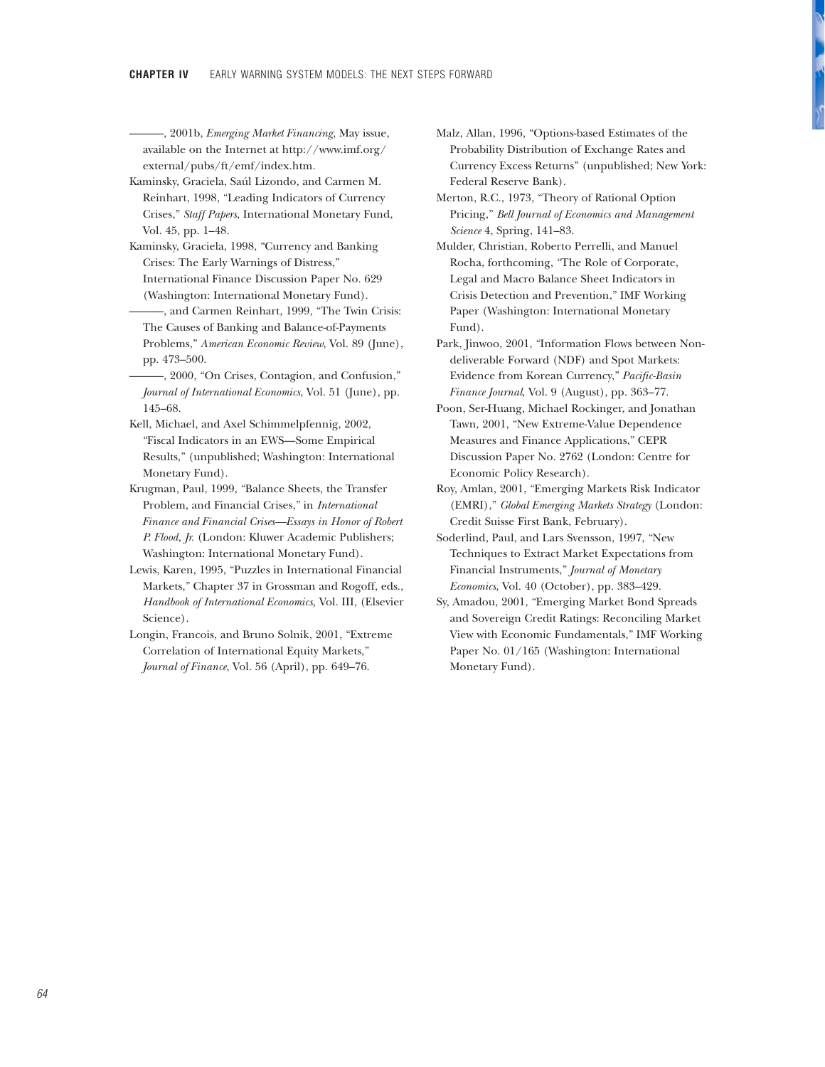———, 2001b, *Emerging Market Financing*, May issue, available on the Internet at http://www.imf.org/external/pubs/ft/emf/index.htm.

Kaminsky, Graciela, Saúl Lizondo, and Carmen M. Reinhart, 1998, "Leading Indicators of Currency Crises," *Staff Papers*, International Monetary Fund, Vol. 45, pp. 1–48.

Kaminsky, Graciela, 1998, "Currency and Banking Crises: The Early Warnings of Distress," International Finance Discussion Paper No. 629 (Washington: International Monetary Fund).

———, and Carmen Reinhart, 1999, "The Twin Crisis: The Causes of Banking and Balance-of-Payments Problems," *American Economic Review*, Vol. 89 (June), pp. 473–500.

———, 2000, "On Crises, Contagion, and Confusion," *Journal of International Economics*, Vol. 51 (June), pp. 145–68.

Kell, Michael, and Axel Schimmelpfennig, 2002, "Fiscal Indicators in an EWS—Some Empirical Results," (unpublished; Washington: International Monetary Fund).

Krugman, Paul, 1999, "Balance Sheets, the Transfer Problem, and Financial Crises," in *International Finance and Financial Crises—Essays in Honor of Robert P. Flood, Jr.* (London: Kluwer Academic Publishers; Washington: International Monetary Fund).

Lewis, Karen, 1995, "Puzzles in International Financial Markets," Chapter 37 in Grossman and Rogoff, eds., *Handbook of International Economics*, Vol. III, (Elsevier Science).

Longin, Francois, and Bruno Solnik, 2001, "Extreme Correlation of International Equity Markets," *Journal of Finance*, Vol. 56 (April), pp. 649–76.

Malz, Allan, 1996, "Options-based Estimates of the Probability Distribution of Exchange Rates and Currency Excess Returns" (unpublished; New York: Federal Reserve Bank).

Merton, R.C., 1973, "Theory of Rational Option Pricing," *Bell Journal of Economics and Management Science* 4, Spring, 141–83.

Mulder, Christian, Roberto Perrelli, and Manuel Rocha, forthcoming, "The Role of Corporate, Legal and Macro Balance Sheet Indicators in Crisis Detection and Prevention," IMF Working Paper (Washington: International Monetary Fund).

Park, Jinwoo, 2001, "Information Flows between Non-deliverable Forward (NDF) and Spot Markets: Evidence from Korean Currency," *Pacific-Basin Finance Journal*, Vol. 9 (August), pp. 363–77.

Poon, Ser-Huang, Michael Rockinger, and Jonathan Tawn, 2001, "New Extreme-Value Dependence Measures and Finance Applications," CEPR Discussion Paper No. 2762 (London: Centre for Economic Policy Research).

Roy, Amlan, 2001, "Emerging Markets Risk Indicator (EMRI)," *Global Emerging Markets Strategy* (London: Credit Suisse First Bank, February).

Soderlind, Paul, and Lars Svensson, 1997, "New Techniques to Extract Market Expectations from Financial Instruments," *Journal of Monetary Economics*, Vol. 40 (October), pp. 383–429.

Sy, Amadou, 2001, "Emerging Market Bond Spreads and Sovereign Credit Ratings: Reconciling Market View with Economic Fundamentals," IMF Working Paper No. 01/165 (Washington: International Monetary Fund).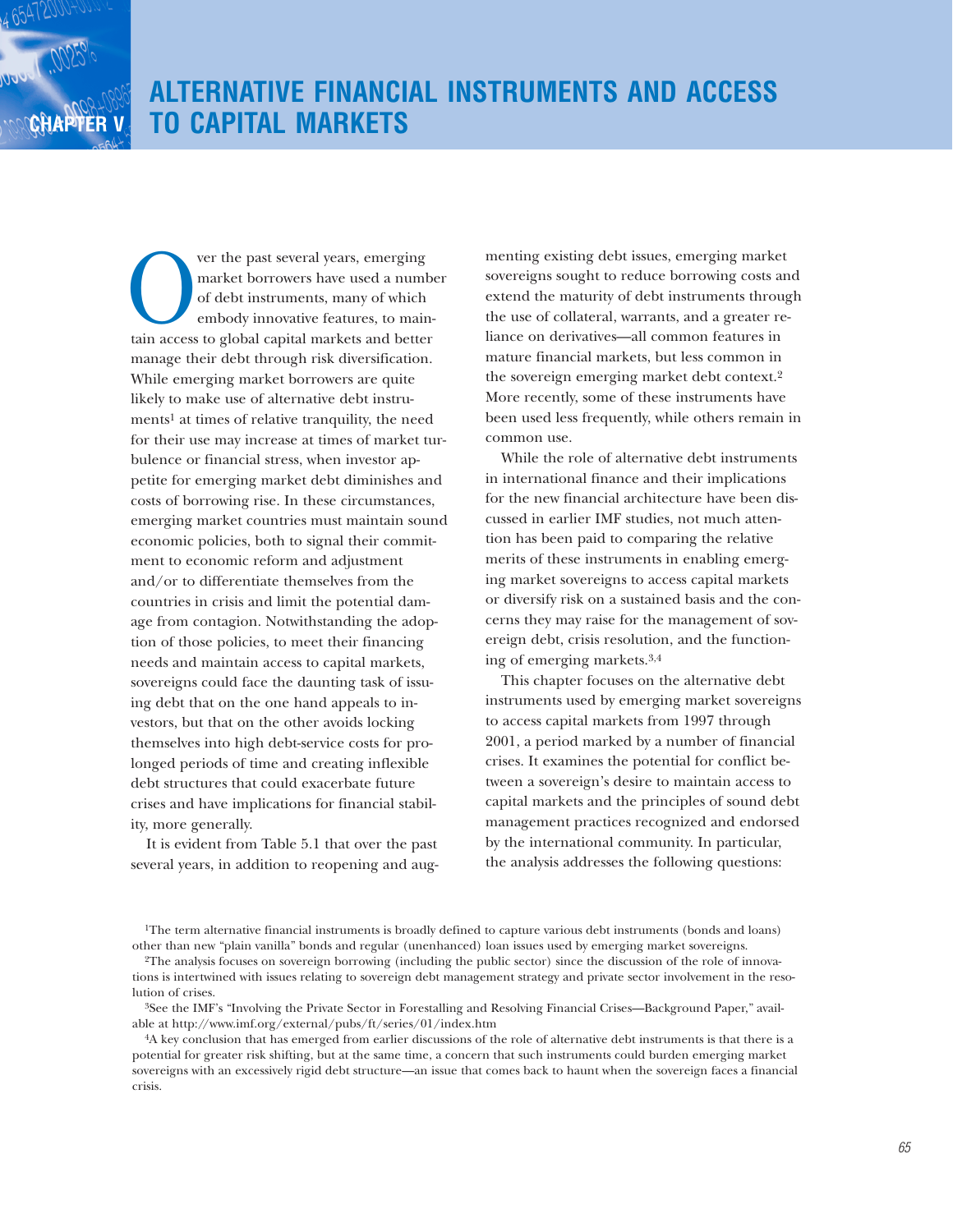# CHAPTER V ALTERNATIVE FINANCIAL INSTRUMENTS AND ACCESS TO CAPITAL MARKETS

Over the past several years, emerging market borrowers have used a number of debt instruments, many of which embody innovative features, to maintain access to global capital markets and better manage their debt through risk diversification. While emerging market borrowers are quite likely to make use of alternative debt instruments[1] at times of relative tranquility, the need for their use may increase at times of market turbulence or financial stress, when investor appetite for emerging market debt diminishes and costs of borrowing rise. In these circumstances, emerging market countries must maintain sound economic policies, both to signal their commitment to economic reform and adjustment and/or to differentiate themselves from the countries in crisis and limit the potential damage from contagion. Notwithstanding the adoption of those policies, to meet their financing needs and maintain access to capital markets, sovereigns could face the daunting task of issuing debt that on the one hand appeals to investors, but that on the other avoids locking themselves into high debt-service costs for prolonged periods of time and creating inflexible debt structures that could exacerbate future crises and have implications for financial stability, more generally.

It is evident from Table 5.1 that over the past several years, in addition to reopening and augmenting existing debt issues, emerging market sovereigns sought to reduce borrowing costs and extend the maturity of debt instruments through the use of collateral, warrants, and a greater reliance on derivatives—all common features in mature financial markets, but less common in the sovereign emerging market debt context.[2] More recently, some of these instruments have been used less frequently, while others remain in common use.

While the role of alternative debt instruments in international finance and their implications for the new financial architecture have been discussed in earlier IMF studies, not much attention has been paid to comparing the relative merits of these instruments in enabling emerging market sovereigns to access capital markets or diversify risk on a sustained basis and the concerns they may raise for the management of sovereign debt, crisis resolution, and the functioning of emerging markets.[3,4]

This chapter focuses on the alternative debt instruments used by emerging market sovereigns to access capital markets from 1997 through 2001, a period marked by a number of financial crises. It examines the potential for conflict between a sovereign's desire to maintain access to capital markets and the principles of sound debt management practices recognized and endorsed by the international community. In particular, the analysis addresses the following questions:

---

[1]The term alternative financial instruments is broadly defined to capture various debt instruments (bonds and loans) other than new "plain vanilla" bonds and regular (unenhanced) loan issues used by emerging market sovereigns.

[2]The analysis focuses on sovereign borrowing (including the public sector) since the discussion of the role of innovations is intertwined with issues relating to sovereign debt management strategy and private sector involvement in the resolution of crises.

[3]See the IMF's "Involving the Private Sector in Forestalling and Resolving Financial Crises—Background Paper," available at http://www.imf.org/external/pubs/ft/series/01/index.htm

[4]A key conclusion that has emerged from earlier discussions of the role of alternative debt instruments is that there is a potential for greater risk shifting, but at the same time, a concern that such instruments could burden emerging market sovereigns with an excessively rigid debt structure—an issue that comes back to haunt when the sovereign faces a financial crisis.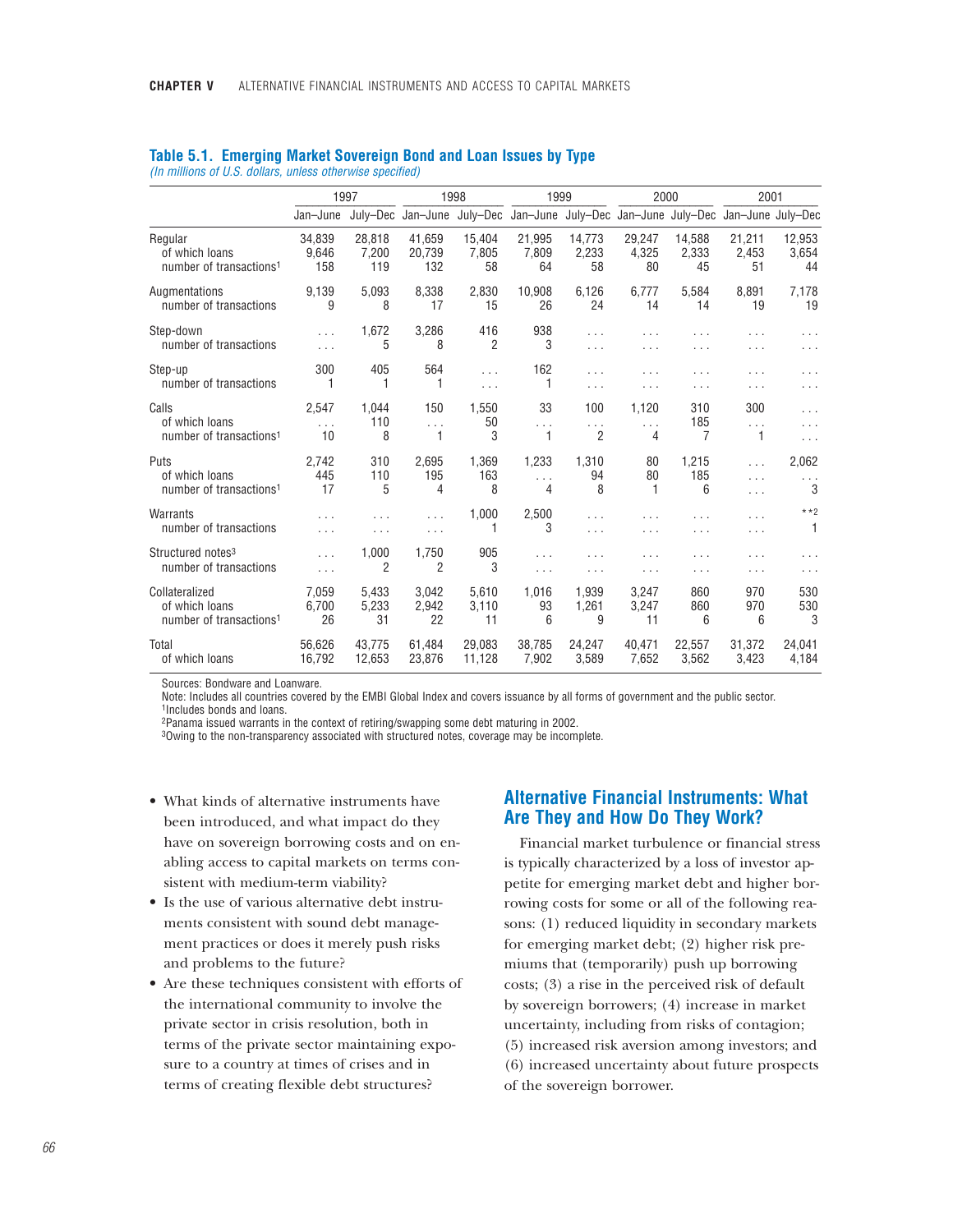**Table 5.1. Emerging Market Sovereign Bond and Loan Issues by Type**
*(In millions of U.S. dollars, unless otherwise specified)*

| | 1997 | | 1998 | | 1999 | | 2000 | | 2001 | |
|---|---|---|---|---|---|---|---|---|---|---|
| | Jan–June | July–Dec | Jan–June | July–Dec | Jan–June | July–Dec | Jan–June | July–Dec | Jan–June | July–Dec |
| Regular | 34,839 | 28,818 | 41,659 | 15,404 | 21,995 | 14,773 | 29,247 | 14,588 | 21,211 | 12,953 |
| of which loans | 9,646 | 7,200 | 20,739 | 7,805 | 7,809 | 2,233 | 4,325 | 2,333 | 2,453 | 3,654 |
| number of transactions[1] | 158 | 119 | 132 | 58 | 64 | 58 | 80 | 45 | 51 | 44 |
| Augmentations | 9,139 | 5,093 | 8,338 | 2,830 | 10,908 | 6,126 | 6,777 | 5,584 | 8,891 | 7,178 |
| number of transactions | 9 | 8 | 17 | 15 | 26 | 24 | 14 | 14 | 19 | 19 |
| Step-down | . . . | 1,672 | 3,286 | 416 | 938 | . . . | . . . | . . . | . . . | . . . |
| number of transactions | . . . | 5 | 8 | 2 | 3 | . . . | . . . | . . . | . . . | . . . |
| Step-up | 300 | 405 | 564 | . . . | 162 | . . . | . . . | . . . | . . . | . . . |
| number of transactions | 1 | 1 | 1 | . . . | 1 | . . . | . . . | . . . | . . . | . . . |
| Calls | 2,547 | 1,044 | 150 | 1,550 | 33 | 100 | 1,120 | 310 | 300 | . . . |
| of which loans | . . . | 110 | . . . | 50 | . . . | . . . | . . . | 185 | . . . | . . . |
| number of transactions[1] | 10 | 8 | 1 | 3 | 1 | 2 | 4 | 7 | 1 | . . . |
| Puts | 2,742 | 310 | 2,695 | 1,369 | 1,233 | 1,310 | 80 | 1,215 | . . . | 2,062 |
| of which loans | 445 | 110 | 195 | 163 | . . . | 94 | 80 | 185 | . . . | . . . |
| number of transactions[1] | 17 | 5 | 4 | 8 | 4 | 8 | 1 | 6 | . . . | 3 |
| Warrants | . . . | . . . | . . . | 1,000 | 2,500 | . . . | . . . | . . . | . . . | **[2] |
| number of transactions | . . . | . . . | . . . | 1 | 3 | . . . | . . . | . . . | . . . | 1 |
| Structured notes[3] | . . . | 1,000 | 1,750 | 905 | . . . | . . . | . . . | . . . | . . . | . . . |
| number of transactions | . . . | 2 | 2 | 3 | . . . | . . . | . . . | . . . | . . . | . . . |
| Collateralized | 7,059 | 5,433 | 3,042 | 5,610 | 1,016 | 1,939 | 3,247 | 860 | 970 | 530 |
| of which loans | 6,700 | 5,233 | 2,942 | 3,110 | 93 | 1,261 | 3,247 | 860 | 970 | 530 |
| number of transactions[1] | 26 | 31 | 22 | 11 | 6 | 9 | 11 | 6 | 6 | 3 |
| Total | 56,626 | 43,775 | 61,484 | 29,083 | 38,785 | 24,247 | 40,471 | 22,557 | 31,372 | 24,041 |
| of which loans | 16,792 | 12,653 | 23,876 | 11,128 | 7,902 | 3,589 | 7,652 | 3,562 | 3,423 | 4,184 |

Sources: Bondware and Loanware.
Note: Includes all countries covered by the EMBI Global Index and covers issuance by all forms of government and the public sector.
[1]Includes bonds and loans.
[2]Panama issued warrants in the context of retiring/swapping some debt maturing in 2002.
[3]Owing to the non-transparency associated with structured notes, coverage may be incomplete.

- What kinds of alternative instruments have been introduced, and what impact do they have on sovereign borrowing costs and on enabling access to capital markets on terms consistent with medium-term viability?
- Is the use of various alternative debt instruments consistent with sound debt management practices or does it merely push risks and problems to the future?
- Are these techniques consistent with efforts of the international community to involve the private sector in crisis resolution, both in terms of the private sector maintaining exposure to a country at times of crises and in terms of creating flexible debt structures?

## Alternative Financial Instruments: What Are They and How Do They Work?

Financial market turbulence or financial stress is typically characterized by a loss of investor appetite for emerging market debt and higher borrowing costs for some or all of the following reasons: (1) reduced liquidity in secondary markets for emerging market debt; (2) higher risk premiums that (temporarily) push up borrowing costs; (3) a rise in the perceived risk of default by sovereign borrowers; (4) increase in market uncertainty, including from risks of contagion; (5) increased risk aversion among investors; and (6) increased uncertainty about future prospects of the sovereign borrower.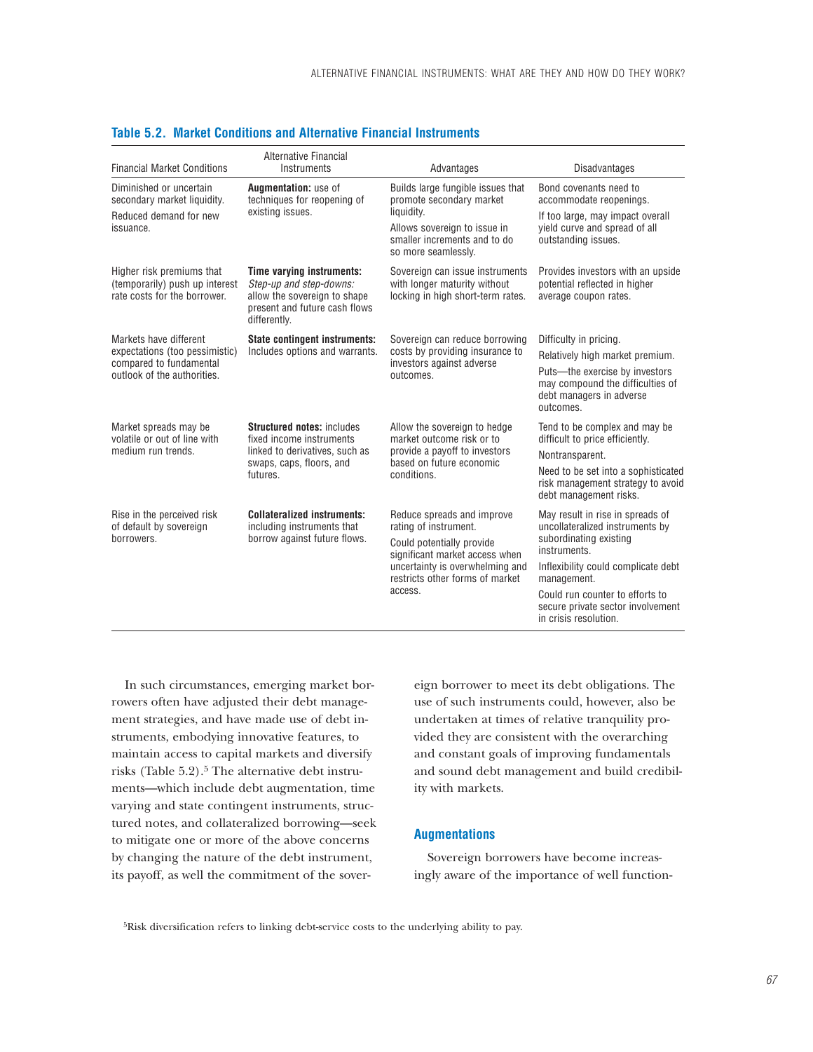**Table 5.2. Market Conditions and Alternative Financial Instruments**

| Financial Market Conditions | Alternative Financial Instruments | Advantages | Disadvantages |
|---|---|---|---|
| Diminished or uncertain secondary market liquidity. Reduced demand for new issuance. | **Augmentation:** use of techniques for reopening of existing issues. | Builds large fungible issues that promote secondary market liquidity. Allows sovereign to issue in smaller increments and to do so more seamlessly. | Bond covenants need to accommodate reopenings. If too large, may impact overall yield curve and spread of all outstanding issues. |
| Higher risk premiums that (temporarily) push up interest rate costs for the borrower. | **Time varying instruments:** *Step-up and step-downs:* allow the sovereign to shape present and future cash flows differently. | Sovereign can issue instruments with longer maturity without locking in high short-term rates. | Provides investors with an upside potential reflected in higher average coupon rates. |
| Markets have different expectations (too pessimistic) compared to fundamental outlook of the authorities. | **State contingent instruments:** Includes options and warrants. | Sovereign can reduce borrowing costs by providing insurance to investors against adverse outcomes. | Difficulty in pricing. Relatively high market premium. Puts—the exercise by investors may compound the difficulties of debt managers in adverse outcomes. |
| Market spreads may be volatile or out of line with medium run trends. | **Structured notes:** includes fixed income instruments linked to derivatives, such as swaps, caps, floors, and futures. | Allow the sovereign to hedge market outcome risk or to provide a payoff to investors based on future economic conditions. | Tend to be complex and may be difficult to price efficiently. Nontransparent. Need to be set into a sophisticated risk management strategy to avoid debt management risks. |
| Rise in the perceived risk of default by sovereign borrowers. | **Collateralized instruments:** including instruments that borrow against future flows. | Reduce spreads and improve rating of instrument. Could potentially provide significant market access when uncertainty is overwhelming and restricts other forms of market access. | May result in rise in spreads of uncollateralized instruments by subordinating existing instruments. Inflexibility could complicate debt management. Could run counter to efforts to secure private sector involvement in crisis resolution. |

In such circumstances, emerging market borrowers often have adjusted their debt management strategies, and have made use of debt instruments, embodying innovative features, to maintain access to capital markets and diversify risks (Table 5.2).[5] The alternative debt instruments—which include debt augmentation, time varying and state contingent instruments, structured notes, and collateralized borrowing—seek to mitigate one or more of the above concerns by changing the nature of the debt instrument, its payoff, as well the commitment of the sovereign borrower to meet its debt obligations. The use of such instruments could, however, also be undertaken at times of relative tranquility provided they are consistent with the overarching and constant goals of improving fundamentals and sound debt management and build credibility with markets.

### Augmentations

Sovereign borrowers have become increasingly aware of the importance of well function-

[5]Risk diversification refers to linking debt-service costs to the underlying ability to pay.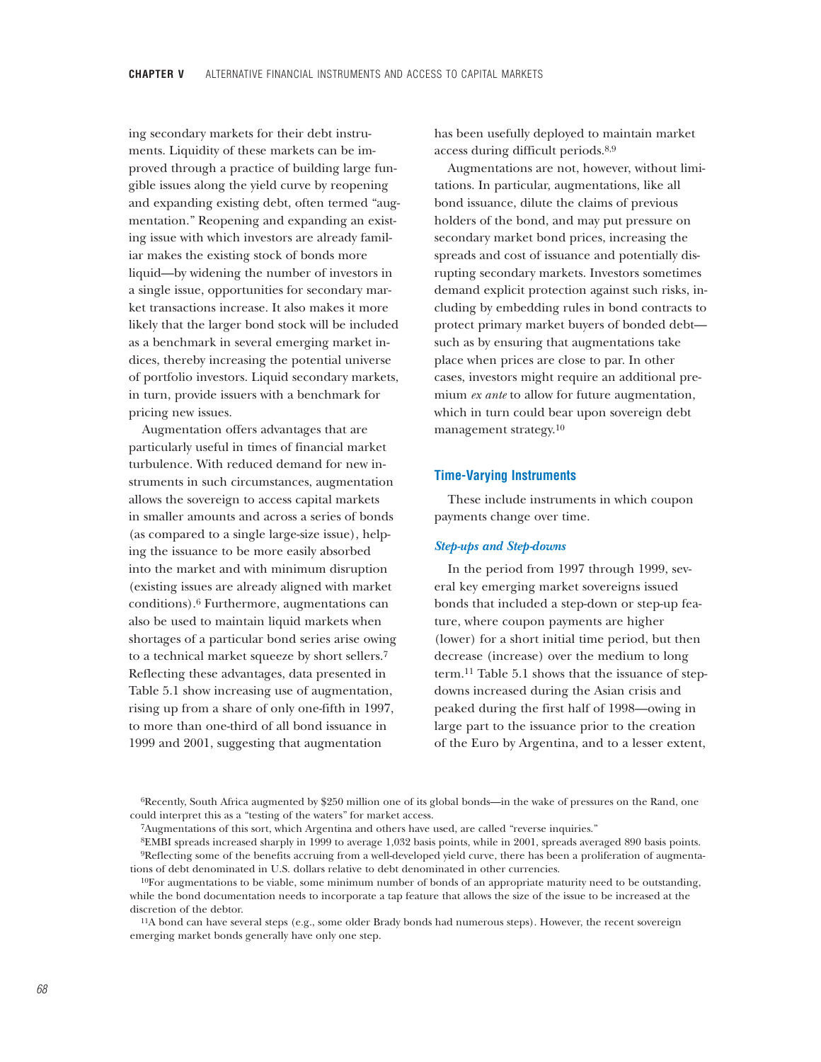ing secondary markets for their debt instruments. Liquidity of these markets can be improved through a practice of building large fungible issues along the yield curve by reopening and expanding existing debt, often termed "augmentation." Reopening and expanding an existing issue with which investors are already familiar makes the existing stock of bonds more liquid—by widening the number of investors in a single issue, opportunities for secondary market transactions increase. It also makes it more likely that the larger bond stock will be included as a benchmark in several emerging market indices, thereby increasing the potential universe of portfolio investors. Liquid secondary markets, in turn, provide issuers with a benchmark for pricing new issues.

Augmentation offers advantages that are particularly useful in times of financial market turbulence. With reduced demand for new instruments in such circumstances, augmentation allows the sovereign to access capital markets in smaller amounts and across a series of bonds (as compared to a single large-size issue), helping the issuance to be more easily absorbed into the market and with minimum disruption (existing issues are already aligned with market conditions).[6] Furthermore, augmentations can also be used to maintain liquid markets when shortages of a particular bond series arise owing to a technical market squeeze by short sellers.[7] Reflecting these advantages, data presented in Table 5.1 show increasing use of augmentation, rising up from a share of only one-fifth in 1997, to more than one-third of all bond issuance in 1999 and 2001, suggesting that augmentation has been usefully deployed to maintain market access during difficult periods.[8,9]

Augmentations are not, however, without limitations. In particular, augmentations, like all bond issuance, dilute the claims of previous holders of the bond, and may put pressure on secondary market bond prices, increasing the spreads and cost of issuance and potentially disrupting secondary markets. Investors sometimes demand explicit protection against such risks, including by embedding rules in bond contracts to protect primary market buyers of bonded debt—such as by ensuring that augmentations take place when prices are close to par. In other cases, investors might require an additional premium *ex ante* to allow for future augmentation, which in turn could bear upon sovereign debt management strategy.[10]

## Time-Varying Instruments

These include instruments in which coupon payments change over time.

### *Step-ups and Step-downs*

In the period from 1997 through 1999, several key emerging market sovereigns issued bonds that included a step-down or step-up feature, where coupon payments are higher (lower) for a short initial time period, but then decrease (increase) over the medium to long term.[11] Table 5.1 shows that the issuance of step-downs increased during the Asian crisis and peaked during the first half of 1998—owing in large part to the issuance prior to the creation of the Euro by Argentina, and to a lesser extent,

[6]Recently, South Africa augmented by $250 million one of its global bonds—in the wake of pressures on the Rand, one could interpret this as a "testing of the waters" for market access.

[7]Augmentations of this sort, which Argentina and others have used, are called "reverse inquiries."

[8]EMBI spreads increased sharply in 1999 to average 1,032 basis points, while in 2001, spreads averaged 890 basis points.

[9]Reflecting some of the benefits accruing from a well-developed yield curve, there has been a proliferation of augmentations of debt denominated in U.S. dollars relative to debt denominated in other currencies.

[10]For augmentations to be viable, some minimum number of bonds of an appropriate maturity need to be outstanding, while the bond documentation needs to incorporate a tap feature that allows the size of the issue to be increased at the discretion of the debtor.

[11]A bond can have several steps (e.g., some older Brady bonds had numerous steps). However, the recent sovereign emerging market bonds generally have only one step.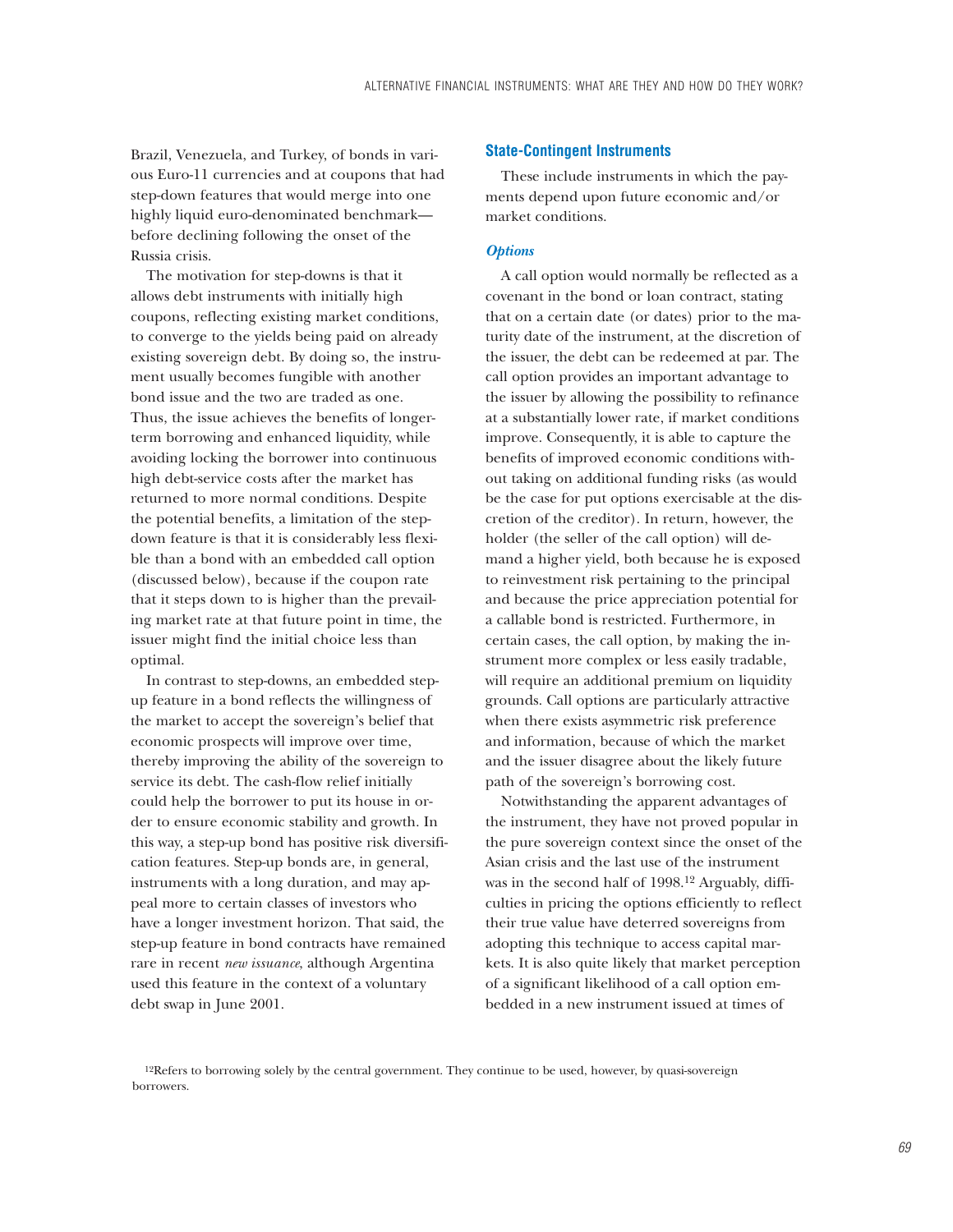Brazil, Venezuela, and Turkey, of bonds in various Euro-11 currencies and at coupons that had step-down features that would merge into one highly liquid euro-denominated benchmark—before declining following the onset of the Russia crisis.

The motivation for step-downs is that it allows debt instruments with initially high coupons, reflecting existing market conditions, to converge to the yields being paid on already existing sovereign debt. By doing so, the instrument usually becomes fungible with another bond issue and the two are traded as one. Thus, the issue achieves the benefits of longer-term borrowing and enhanced liquidity, while avoiding locking the borrower into continuous high debt-service costs after the market has returned to more normal conditions. Despite the potential benefits, a limitation of the step-down feature is that it is considerably less flexible than a bond with an embedded call option (discussed below), because if the coupon rate that it steps down to is higher than the prevailing market rate at that future point in time, the issuer might find the initial choice less than optimal.

In contrast to step-downs, an embedded step-up feature in a bond reflects the willingness of the market to accept the sovereign's belief that economic prospects will improve over time, thereby improving the ability of the sovereign to service its debt. The cash-flow relief initially could help the borrower to put its house in order to ensure economic stability and growth. In this way, a step-up bond has positive risk diversification features. Step-up bonds are, in general, instruments with a long duration, and may appeal more to certain classes of investors who have a longer investment horizon. That said, the step-up feature in bond contracts have remained rare in recent *new issuance*, although Argentina used this feature in the context of a voluntary debt swap in June 2001.

### State-Contingent Instruments

These include instruments in which the payments depend upon future economic and/or market conditions.

#### *Options*

A call option would normally be reflected as a covenant in the bond or loan contract, stating that on a certain date (or dates) prior to the maturity date of the instrument, at the discretion of the issuer, the debt can be redeemed at par. The call option provides an important advantage to the issuer by allowing the possibility to refinance at a substantially lower rate, if market conditions improve. Consequently, it is able to capture the benefits of improved economic conditions without taking on additional funding risks (as would be the case for put options exercisable at the discretion of the creditor). In return, however, the holder (the seller of the call option) will demand a higher yield, both because he is exposed to reinvestment risk pertaining to the principal and because the price appreciation potential for a callable bond is restricted. Furthermore, in certain cases, the call option, by making the instrument more complex or less easily tradable, will require an additional premium on liquidity grounds. Call options are particularly attractive when there exists asymmetric risk preference and information, because of which the market and the issuer disagree about the likely future path of the sovereign's borrowing cost.

Notwithstanding the apparent advantages of the instrument, they have not proved popular in the pure sovereign context since the onset of the Asian crisis and the last use of the instrument was in the second half of 1998.[12] Arguably, difficulties in pricing the options efficiently to reflect their true value have deterred sovereigns from adopting this technique to access capital markets. It is also quite likely that market perception of a significant likelihood of a call option embedded in a new instrument issued at times of

[12]Refers to borrowing solely by the central government. They continue to be used, however, by quasi-sovereign borrowers.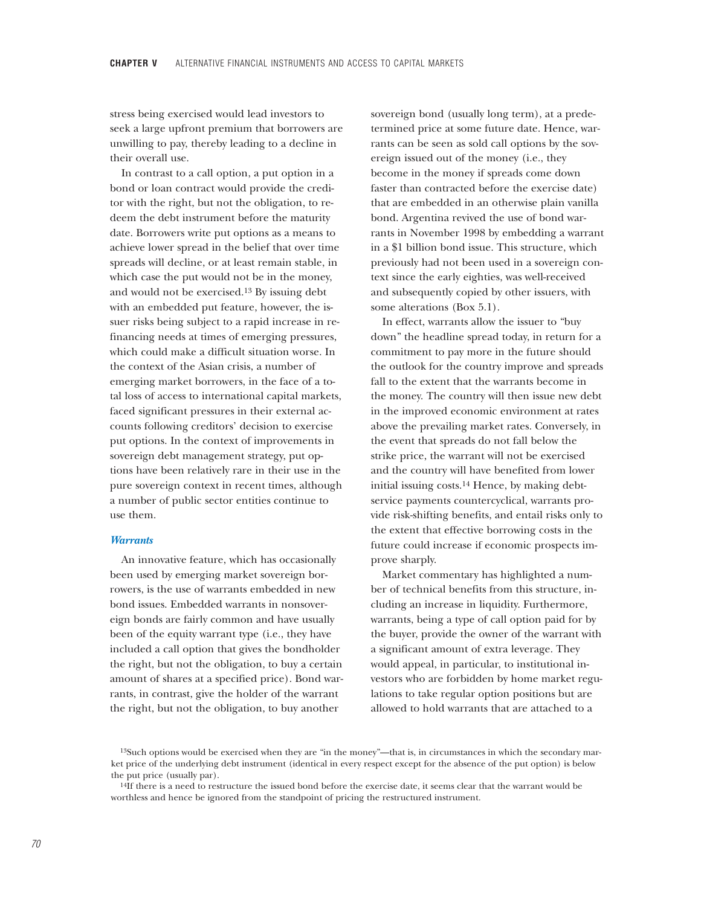stress being exercised would lead investors to seek a large upfront premium that borrowers are unwilling to pay, thereby leading to a decline in their overall use.

In contrast to a call option, a put option in a bond or loan contract would provide the creditor with the right, but not the obligation, to redeem the debt instrument before the maturity date. Borrowers write put options as a means to achieve lower spread in the belief that over time spreads will decline, or at least remain stable, in which case the put would not be in the money, and would not be exercised.[13] By issuing debt with an embedded put feature, however, the issuer risks being subject to a rapid increase in refinancing needs at times of emerging pressures, which could make a difficult situation worse. In the context of the Asian crisis, a number of emerging market borrowers, in the face of a total loss of access to international capital markets, faced significant pressures in their external accounts following creditors' decision to exercise put options. In the context of improvements in sovereign debt management strategy, put options have been relatively rare in their use in the pure sovereign context in recent times, although a number of public sector entities continue to use them.

### *Warrants*

An innovative feature, which has occasionally been used by emerging market sovereign borrowers, is the use of warrants embedded in new bond issues. Embedded warrants in nonsovereign bonds are fairly common and have usually been of the equity warrant type (i.e., they have included a call option that gives the bondholder the right, but not the obligation, to buy a certain amount of shares at a specified price). Bond warrants, in contrast, give the holder of the warrant the right, but not the obligation, to buy another sovereign bond (usually long term), at a predetermined price at some future date. Hence, warrants can be seen as sold call options by the sovereign issued out of the money (i.e., they become in the money if spreads come down faster than contracted before the exercise date) that are embedded in an otherwise plain vanilla bond. Argentina revived the use of bond warrants in November 1998 by embedding a warrant in a $1 billion bond issue. This structure, which previously had not been used in a sovereign context since the early eighties, was well-received and subsequently copied by other issuers, with some alterations (Box 5.1).

In effect, warrants allow the issuer to "buy down" the headline spread today, in return for a commitment to pay more in the future should the outlook for the country improve and spreads fall to the extent that the warrants become in the money. The country will then issue new debt in the improved economic environment at rates above the prevailing market rates. Conversely, in the event that spreads do not fall below the strike price, the warrant will not be exercised and the country will have benefited from lower initial issuing costs.[14] Hence, by making debt-service payments countercyclical, warrants provide risk-shifting benefits, and entail risks only to the extent that effective borrowing costs in the future could increase if economic prospects improve sharply.

Market commentary has highlighted a number of technical benefits from this structure, including an increase in liquidity. Furthermore, warrants, being a type of call option paid for by the buyer, provide the owner of the warrant with a significant amount of extra leverage. They would appeal, in particular, to institutional investors who are forbidden by home market regulations to take regular option positions but are allowed to hold warrants that are attached to a

[13]Such options would be exercised when they are "in the money"—that is, in circumstances in which the secondary market price of the underlying debt instrument (identical in every respect except for the absence of the put option) is below the put price (usually par).

[14]If there is a need to restructure the issued bond before the exercise date, it seems clear that the warrant would be worthless and hence be ignored from the standpoint of pricing the restructured instrument.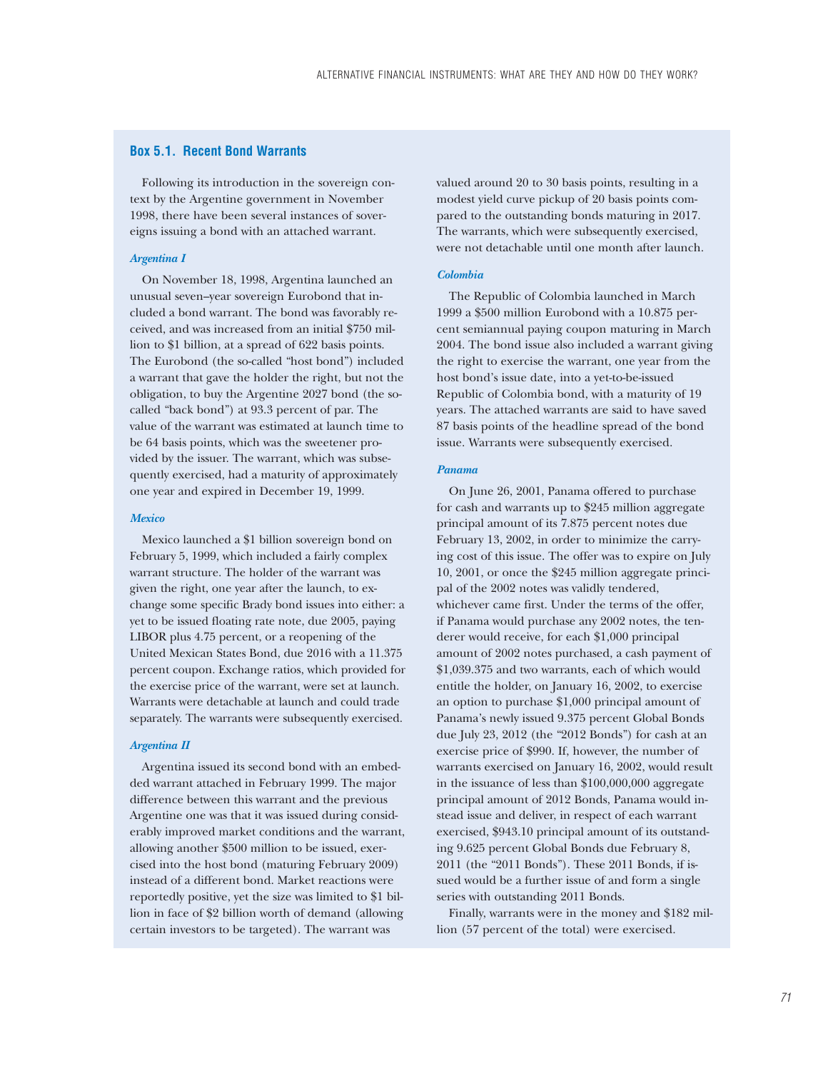### Box 5.1. Recent Bond Warrants

Following its introduction in the sovereign context by the Argentine government in November 1998, there have been several instances of sovereigns issuing a bond with an attached warrant.

#### *Argentina I*

On November 18, 1998, Argentina launched an unusual seven–year sovereign Eurobond that included a bond warrant. The bond was favorably received, and was increased from an initial $750 million to $1 billion, at a spread of 622 basis points. The Eurobond (the so-called "host bond") included a warrant that gave the holder the right, but not the obligation, to buy the Argentine 2027 bond (the so-called "back bond") at 93.3 percent of par. The value of the warrant was estimated at launch time to be 64 basis points, which was the sweetener provided by the issuer. The warrant, which was subsequently exercised, had a maturity of approximately one year and expired in December 19, 1999.

#### *Mexico*

Mexico launched a $1 billion sovereign bond on February 5, 1999, which included a fairly complex warrant structure. The holder of the warrant was given the right, one year after the launch, to exchange some specific Brady bond issues into either: a yet to be issued floating rate note, due 2005, paying LIBOR plus 4.75 percent, or a reopening of the United Mexican States Bond, due 2016 with a 11.375 percent coupon. Exchange ratios, which provided for the exercise price of the warrant, were set at launch. Warrants were detachable at launch and could trade separately. The warrants were subsequently exercised.

#### *Argentina II*

Argentina issued its second bond with an embedded warrant attached in February 1999. The major difference between this warrant and the previous Argentine one was that it was issued during considerably improved market conditions and the warrant, allowing another $500 million to be issued, exercised into the host bond (maturing February 2009) instead of a different bond. Market reactions were reportedly positive, yet the size was limited to $1 billion in face of $2 billion worth of demand (allowing certain investors to be targeted). The warrant was valued around 20 to 30 basis points, resulting in a modest yield curve pickup of 20 basis points compared to the outstanding bonds maturing in 2017. The warrants, which were subsequently exercised, were not detachable until one month after launch.

#### *Colombia*

The Republic of Colombia launched in March 1999 a $500 million Eurobond with a 10.875 percent semiannual paying coupon maturing in March 2004. The bond issue also included a warrant giving the right to exercise the warrant, one year from the host bond's issue date, into a yet-to-be-issued Republic of Colombia bond, with a maturity of 19 years. The attached warrants are said to have saved 87 basis points of the headline spread of the bond issue. Warrants were subsequently exercised.

#### *Panama*

On June 26, 2001, Panama offered to purchase for cash and warrants up to $245 million aggregate principal amount of its 7.875 percent notes due February 13, 2002, in order to minimize the carrying cost of this issue. The offer was to expire on July 10, 2001, or once the $245 million aggregate principal of the 2002 notes was validly tendered, whichever came first. Under the terms of the offer, if Panama would purchase any 2002 notes, the tenderer would receive, for each $1,000 principal amount of 2002 notes purchased, a cash payment of $1,039.375 and two warrants, each of which would entitle the holder, on January 16, 2002, to exercise an option to purchase $1,000 principal amount of Panama's newly issued 9.375 percent Global Bonds due July 23, 2012 (the "2012 Bonds") for cash at an exercise price of $990. If, however, the number of warrants exercised on January 16, 2002, would result in the issuance of less than $100,000,000 aggregate principal amount of 2012 Bonds, Panama would instead issue and deliver, in respect of each warrant exercised, $943.10 principal amount of its outstanding 9.625 percent Global Bonds due February 8, 2011 (the "2011 Bonds"). These 2011 Bonds, if issued would be a further issue of and form a single series with outstanding 2011 Bonds.

Finally, warrants were in the money and $182 million (57 percent of the total) were exercised.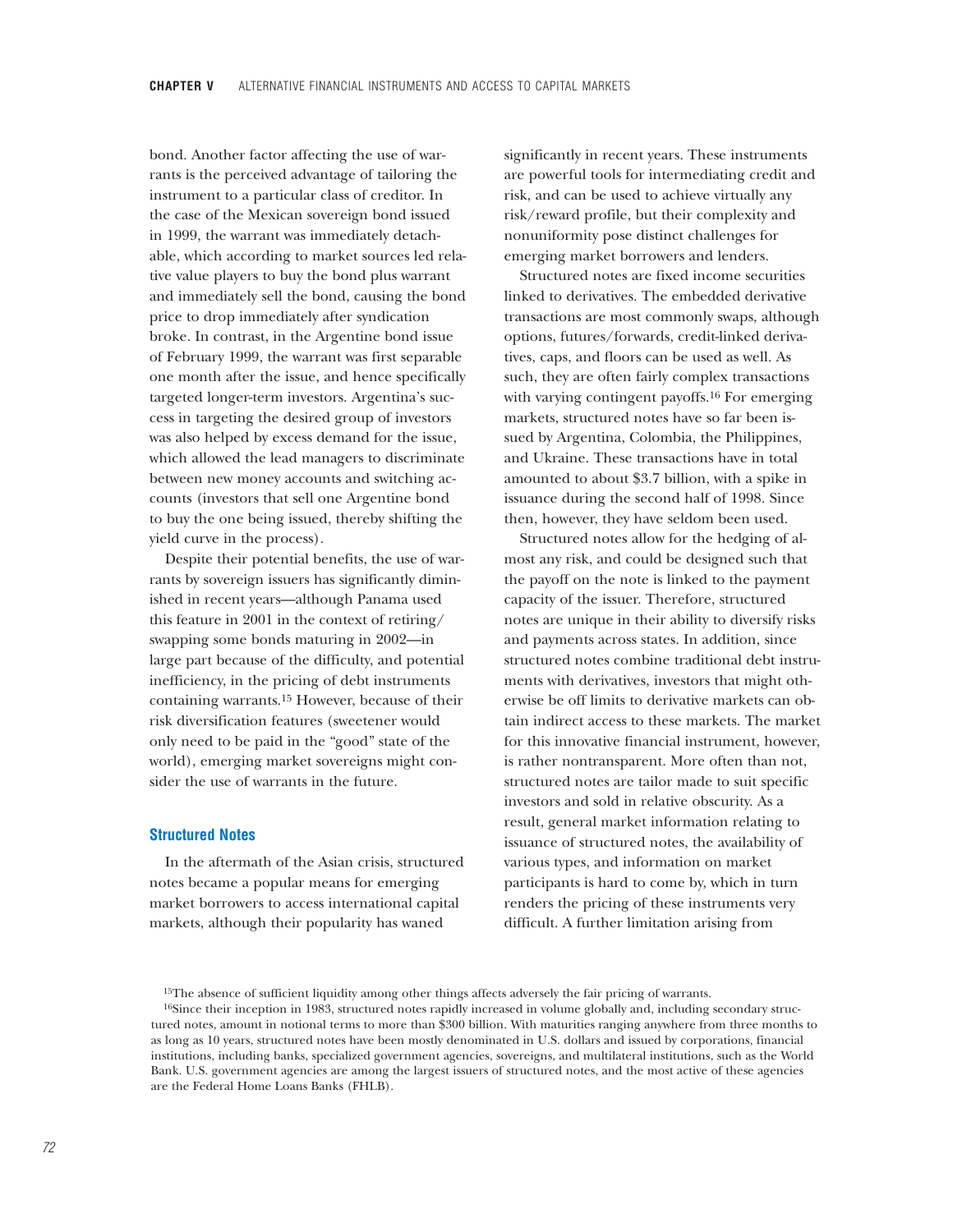bond. Another factor affecting the use of warrants is the perceived advantage of tailoring the instrument to a particular class of creditor. In the case of the Mexican sovereign bond issued in 1999, the warrant was immediately detachable, which according to market sources led relative value players to buy the bond plus warrant and immediately sell the bond, causing the bond price to drop immediately after syndication broke. In contrast, in the Argentine bond issue of February 1999, the warrant was first separable one month after the issue, and hence specifically targeted longer-term investors. Argentina's success in targeting the desired group of investors was also helped by excess demand for the issue, which allowed the lead managers to discriminate between new money accounts and switching accounts (investors that sell one Argentine bond to buy the one being issued, thereby shifting the yield curve in the process).

Despite their potential benefits, the use of warrants by sovereign issuers has significantly diminished in recent years—although Panama used this feature in 2001 in the context of retiring/swapping some bonds maturing in 2002—in large part because of the difficulty, and potential inefficiency, in the pricing of debt instruments containing warrants.[15] However, because of their risk diversification features (sweetener would only need to be paid in the "good" state of the world), emerging market sovereigns might consider the use of warrants in the future.

### Structured Notes

In the aftermath of the Asian crisis, structured notes became a popular means for emerging market borrowers to access international capital markets, although their popularity has waned significantly in recent years. These instruments are powerful tools for intermediating credit and risk, and can be used to achieve virtually any risk/reward profile, but their complexity and nonuniformity pose distinct challenges for emerging market borrowers and lenders.

Structured notes are fixed income securities linked to derivatives. The embedded derivative transactions are most commonly swaps, although options, futures/forwards, credit-linked derivatives, caps, and floors can be used as well. As such, they are often fairly complex transactions with varying contingent payoffs.[16] For emerging markets, structured notes have so far been issued by Argentina, Colombia, the Philippines, and Ukraine. These transactions have in total amounted to about $3.7 billion, with a spike in issuance during the second half of 1998. Since then, however, they have seldom been used.

Structured notes allow for the hedging of almost any risk, and could be designed such that the payoff on the note is linked to the payment capacity of the issuer. Therefore, structured notes are unique in their ability to diversify risks and payments across states. In addition, since structured notes combine traditional debt instruments with derivatives, investors that might otherwise be off limits to derivative markets can obtain indirect access to these markets. The market for this innovative financial instrument, however, is rather nontransparent. More often than not, structured notes are tailor made to suit specific investors and sold in relative obscurity. As a result, general market information relating to issuance of structured notes, the availability of various types, and information on market participants is hard to come by, which in turn renders the pricing of these instruments very difficult. A further limitation arising from

[15] The absence of sufficient liquidity among other things affects adversely the fair pricing of warrants.

[16] Since their inception in 1983, structured notes rapidly increased in volume globally and, including secondary structured notes, amount in notional terms to more than $300 billion. With maturities ranging anywhere from three months to as long as 10 years, structured notes have been mostly denominated in U.S. dollars and issued by corporations, financial institutions, including banks, specialized government agencies, sovereigns, and multilateral institutions, such as the World Bank. U.S. government agencies are among the largest issuers of structured notes, and the most active of these agencies are the Federal Home Loans Banks (FHLB).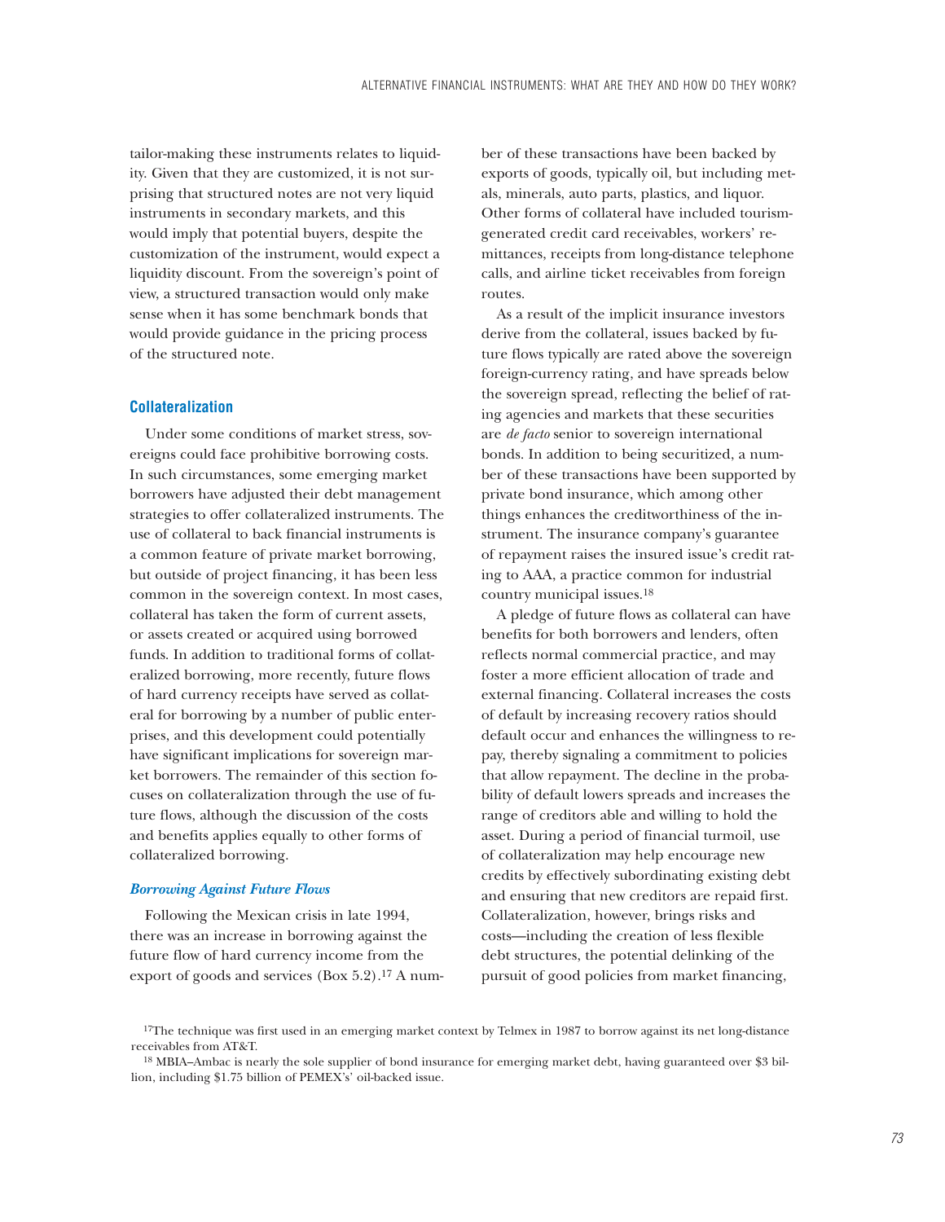tailor-making these instruments relates to liquidity. Given that they are customized, it is not surprising that structured notes are not very liquid instruments in secondary markets, and this would imply that potential buyers, despite the customization of the instrument, would expect a liquidity discount. From the sovereign's point of view, a structured transaction would only make sense when it has some benchmark bonds that would provide guidance in the pricing process of the structured note.

### Collateralization

Under some conditions of market stress, sovereigns could face prohibitive borrowing costs. In such circumstances, some emerging market borrowers have adjusted their debt management strategies to offer collateralized instruments. The use of collateral to back financial instruments is a common feature of private market borrowing, but outside of project financing, it has been less common in the sovereign context. In most cases, collateral has taken the form of current assets, or assets created or acquired using borrowed funds. In addition to traditional forms of collateralized borrowing, more recently, future flows of hard currency receipts have served as collateral for borrowing by a number of public enterprises, and this development could potentially have significant implications for sovereign market borrowers. The remainder of this section focuses on collateralization through the use of future flows, although the discussion of the costs and benefits applies equally to other forms of collateralized borrowing.

#### *Borrowing Against Future Flows*

Following the Mexican crisis in late 1994, there was an increase in borrowing against the future flow of hard currency income from the export of goods and services (Box 5.2).[17] A number of these transactions have been backed by exports of goods, typically oil, but including metals, minerals, auto parts, plastics, and liquor. Other forms of collateral have included tourism-generated credit card receivables, workers' remittances, receipts from long-distance telephone calls, and airline ticket receivables from foreign routes.

As a result of the implicit insurance investors derive from the collateral, issues backed by future flows typically are rated above the sovereign foreign-currency rating, and have spreads below the sovereign spread, reflecting the belief of rating agencies and markets that these securities are *de facto* senior to sovereign international bonds. In addition to being securitized, a number of these transactions have been supported by private bond insurance, which among other things enhances the creditworthiness of the instrument. The insurance company's guarantee of repayment raises the insured issue's credit rating to AAA, a practice common for industrial country municipal issues.[18]

A pledge of future flows as collateral can have benefits for both borrowers and lenders, often reflects normal commercial practice, and may foster a more efficient allocation of trade and external financing. Collateral increases the costs of default by increasing recovery ratios should default occur and enhances the willingness to repay, thereby signaling a commitment to policies that allow repayment. The decline in the probability of default lowers spreads and increases the range of creditors able and willing to hold the asset. During a period of financial turmoil, use of collateralization may help encourage new credits by effectively subordinating existing debt and ensuring that new creditors are repaid first. Collateralization, however, brings risks and costs—including the creation of less flexible debt structures, the potential delinking of the pursuit of good policies from market financing,

[17] The technique was first used in an emerging market context by Telmex in 1987 to borrow against its net long-distance receivables from AT&T.

[18] MBIA–Ambac is nearly the sole supplier of bond insurance for emerging market debt, having guaranteed over $3 billion, including $1.75 billion of PEMEX's' oil-backed issue.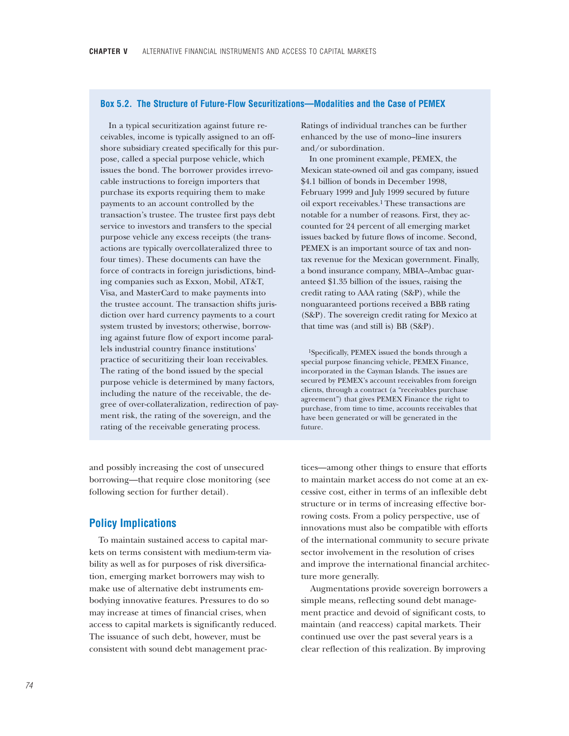### Box 5.2. The Structure of Future-Flow Securitizations—Modalities and the Case of PEMEX

In a typical securitization against future receivables, income is typically assigned to an offshore subsidiary created specifically for this purpose, called a special purpose vehicle, which issues the bond. The borrower provides irrevocable instructions to foreign importers that purchase its exports requiring them to make payments to an account controlled by the transaction's trustee. The trustee first pays debt service to investors and transfers to the special purpose vehicle any excess receipts (the transactions are typically overcollateralized three to four times). These documents can have the force of contracts in foreign jurisdictions, binding companies such as Exxon, Mobil, AT&T, Visa, and MasterCard to make payments into the trustee account. The transaction shifts jurisdiction over hard currency payments to a court system trusted by investors; otherwise, borrowing against future flow of export income parallels industrial country finance institutions' practice of securitizing their loan receivables. The rating of the bond issued by the special purpose vehicle is determined by many factors, including the nature of the receivable, the degree of over-collateralization, redirection of payment risk, the rating of the sovereign, and the rating of the receivable generating process. Ratings of individual tranches can be further enhanced by the use of mono–line insurers and/or subordination.

In one prominent example, PEMEX, the Mexican state-owned oil and gas company, issued $4.1 billion of bonds in December 1998, February 1999 and July 1999 secured by future oil export receivables.[1] These transactions are notable for a number of reasons. First, they accounted for 24 percent of all emerging market issues backed by future flows of income. Second, PEMEX is an important source of tax and nontax revenue for the Mexican government. Finally, a bond insurance company, MBIA–Ambac guaranteed $1.35 billion of the issues, raising the credit rating to AAA rating (S&P), while the nonguaranteed portions received a BBB rating (S&P). The sovereign credit rating for Mexico at that time was (and still is) BB (S&P).

[1]Specifically, PEMEX issued the bonds through a special purpose financing vehicle, PEMEX Finance, incorporated in the Cayman Islands. The issues are secured by PEMEX's account receivables from foreign clients, through a contract (a "receivables purchase agreement") that gives PEMEX Finance the right to purchase, from time to time, accounts receivables that have been generated or will be generated in the future.

and possibly increasing the cost of unsecured borrowing—that require close monitoring (see following section for further detail).

## Policy Implications

To maintain sustained access to capital markets on terms consistent with medium-term viability as well as for purposes of risk diversification, emerging market borrowers may wish to make use of alternative debt instruments embodying innovative features. Pressures to do so may increase at times of financial crises, when access to capital markets is significantly reduced. The issuance of such debt, however, must be consistent with sound debt management practices—among other things to ensure that efforts to maintain market access do not come at an excessive cost, either in terms of an inflexible debt structure or in terms of increasing effective borrowing costs. From a policy perspective, use of innovations must also be compatible with efforts of the international community to secure private sector involvement in the resolution of crises and improve the international financial architecture more generally.

Augmentations provide sovereign borrowers a simple means, reflecting sound debt management practice and devoid of significant costs, to maintain (and reaccess) capital markets. Their continued use over the past several years is a clear reflection of this realization. By improving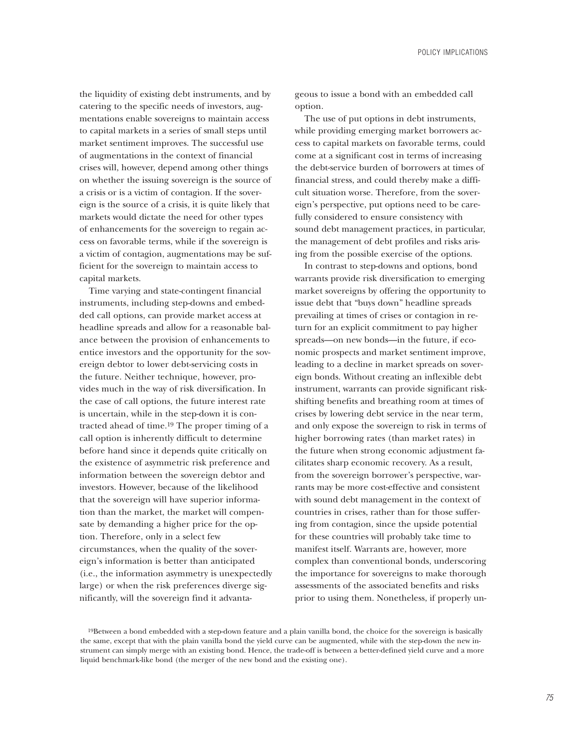the liquidity of existing debt instruments, and by catering to the specific needs of investors, augmentations enable sovereigns to maintain access to capital markets in a series of small steps until market sentiment improves. The successful use of augmentations in the context of financial crises will, however, depend among other things on whether the issuing sovereign is the source of a crisis or is a victim of contagion. If the sovereign is the source of a crisis, it is quite likely that markets would dictate the need for other types of enhancements for the sovereign to regain access on favorable terms, while if the sovereign is a victim of contagion, augmentations may be sufficient for the sovereign to maintain access to capital markets.

Time varying and state-contingent financial instruments, including step-downs and embedded call options, can provide market access at headline spreads and allow for a reasonable balance between the provision of enhancements to entice investors and the opportunity for the sovereign debtor to lower debt-servicing costs in the future. Neither technique, however, provides much in the way of risk diversification. In the case of call options, the future interest rate is uncertain, while in the step-down it is contracted ahead of time.[19] The proper timing of a call option is inherently difficult to determine before hand since it depends quite critically on the existence of asymmetric risk preference and information between the sovereign debtor and investors. However, because of the likelihood that the sovereign will have superior information than the market, the market will compensate by demanding a higher price for the option. Therefore, only in a select few circumstances, when the quality of the sovereign's information is better than anticipated (i.e., the information asymmetry is unexpectedly large) or when the risk preferences diverge significantly, will the sovereign find it advantageous to issue a bond with an embedded call option.

The use of put options in debt instruments, while providing emerging market borrowers access to capital markets on favorable terms, could come at a significant cost in terms of increasing the debt-service burden of borrowers at times of financial stress, and could thereby make a difficult situation worse. Therefore, from the sovereign's perspective, put options need to be carefully considered to ensure consistency with sound debt management practices, in particular, the management of debt profiles and risks arising from the possible exercise of the options.

In contrast to step-downs and options, bond warrants provide risk diversification to emerging market sovereigns by offering the opportunity to issue debt that "buys down" headline spreads prevailing at times of crises or contagion in return for an explicit commitment to pay higher spreads—on new bonds—in the future, if economic prospects and market sentiment improve, leading to a decline in market spreads on sovereign bonds. Without creating an inflexible debt instrument, warrants can provide significant risk-shifting benefits and breathing room at times of crises by lowering debt service in the near term, and only expose the sovereign to risk in terms of higher borrowing rates (than market rates) in the future when strong economic adjustment facilitates sharp economic recovery. As a result, from the sovereign borrower's perspective, warrants may be more cost-effective and consistent with sound debt management in the context of countries in crises, rather than for those suffering from contagion, since the upside potential for these countries will probably take time to manifest itself. Warrants are, however, more complex than conventional bonds, underscoring the importance for sovereigns to make thorough assessments of the associated benefits and risks prior to using them. Nonetheless, if properly un-

[19]Between a bond embedded with a step-down feature and a plain vanilla bond, the choice for the sovereign is basically the same, except that with the plain vanilla bond the yield curve can be augmented, while with the step-down the new instrument can simply merge with an existing bond. Hence, the trade-off is between a better-defined yield curve and a more liquid benchmark-like bond (the merger of the new bond and the existing one).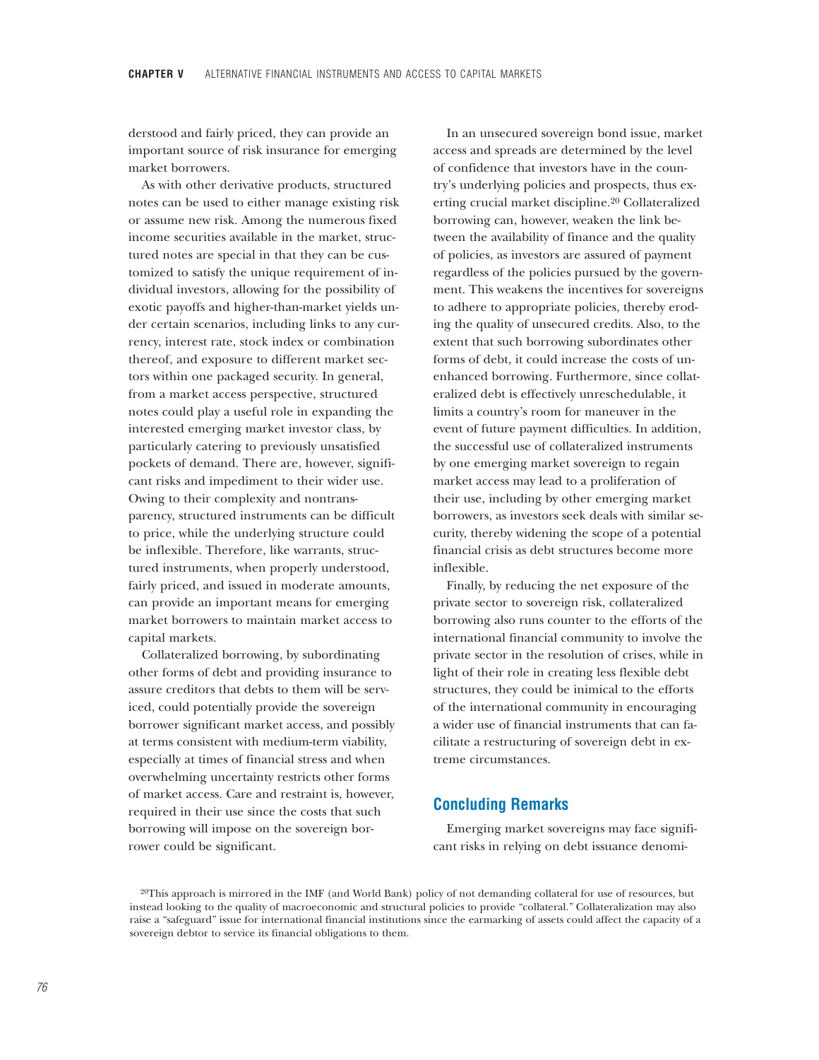derstood and fairly priced, they can provide an important source of risk insurance for emerging market borrowers.

As with other derivative products, structured notes can be used to either manage existing risk or assume new risk. Among the numerous fixed income securities available in the market, structured notes are special in that they can be customized to satisfy the unique requirement of individual investors, allowing for the possibility of exotic payoffs and higher-than-market yields under certain scenarios, including links to any currency, interest rate, stock index or combination thereof, and exposure to different market sectors within one packaged security. In general, from a market access perspective, structured notes could play a useful role in expanding the interested emerging market investor class, by particularly catering to previously unsatisfied pockets of demand. There are, however, significant risks and impediment to their wider use. Owing to their complexity and nontransparency, structured instruments can be difficult to price, while the underlying structure could be inflexible. Therefore, like warrants, structured instruments, when properly understood, fairly priced, and issued in moderate amounts, can provide an important means for emerging market borrowers to maintain market access to capital markets.

Collateralized borrowing, by subordinating other forms of debt and providing insurance to assure creditors that debts to them will be serviced, could potentially provide the sovereign borrower significant market access, and possibly at terms consistent with medium-term viability, especially at times of financial stress and when overwhelming uncertainty restricts other forms of market access. Care and restraint is, however, required in their use since the costs that such borrowing will impose on the sovereign borrower could be significant.

In an unsecured sovereign bond issue, market access and spreads are determined by the level of confidence that investors have in the country's underlying policies and prospects, thus exerting crucial market discipline.[20] Collateralized borrowing can, however, weaken the link between the availability of finance and the quality of policies, as investors are assured of payment regardless of the policies pursued by the government. This weakens the incentives for sovereigns to adhere to appropriate policies, thereby eroding the quality of unsecured credits. Also, to the extent that such borrowing subordinates other forms of debt, it could increase the costs of unenhanced borrowing. Furthermore, since collateralized debt is effectively unreschedulable, it limits a country's room for maneuver in the event of future payment difficulties. In addition, the successful use of collateralized instruments by one emerging market sovereign to regain market access may lead to a proliferation of their use, including by other emerging market borrowers, as investors seek deals with similar security, thereby widening the scope of a potential financial crisis as debt structures become more inflexible.

Finally, by reducing the net exposure of the private sector to sovereign risk, collateralized borrowing also runs counter to the efforts of the international financial community to involve the private sector in the resolution of crises, while in light of their role in creating less flexible debt structures, they could be inimical to the efforts of the international community in encouraging a wider use of financial instruments that can facilitate a restructuring of sovereign debt in extreme circumstances.

## Concluding Remarks

Emerging market sovereigns may face significant risks in relying on debt issuance denomi-

[20]This approach is mirrored in the IMF (and World Bank) policy of not demanding collateral for use of resources, but instead looking to the quality of macroeconomic and structural policies to provide "collateral." Collateralization may also raise a "safeguard" issue for international financial institutions since the earmarking of assets could affect the capacity of a sovereign debtor to service its financial obligations to them.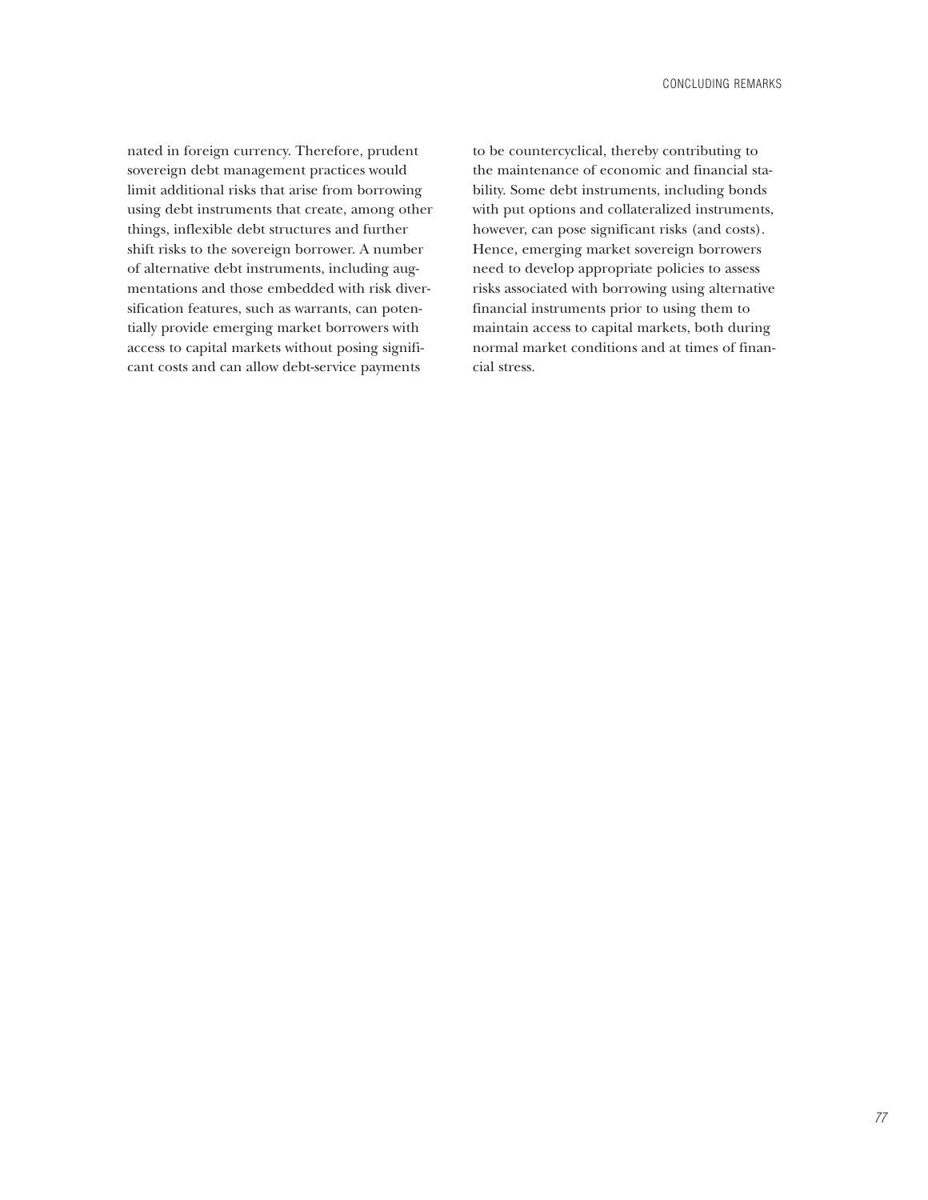nated in foreign currency. Therefore, prudent sovereign debt management practices would limit additional risks that arise from borrowing using debt instruments that create, among other things, inflexible debt structures and further shift risks to the sovereign borrower. A number of alternative debt instruments, including augmentations and those embedded with risk diversification features, such as warrants, can potentially provide emerging market borrowers with access to capital markets without posing significant costs and can allow debt-service payments to be countercyclical, thereby contributing to the maintenance of economic and financial stability. Some debt instruments, including bonds with put options and collateralized instruments, however, can pose significant risks (and costs). Hence, emerging market sovereign borrowers need to develop appropriate policies to assess risks associated with borrowing using alternative financial instruments prior to using them to maintain access to capital markets, both during normal market conditions and at times of financial stress.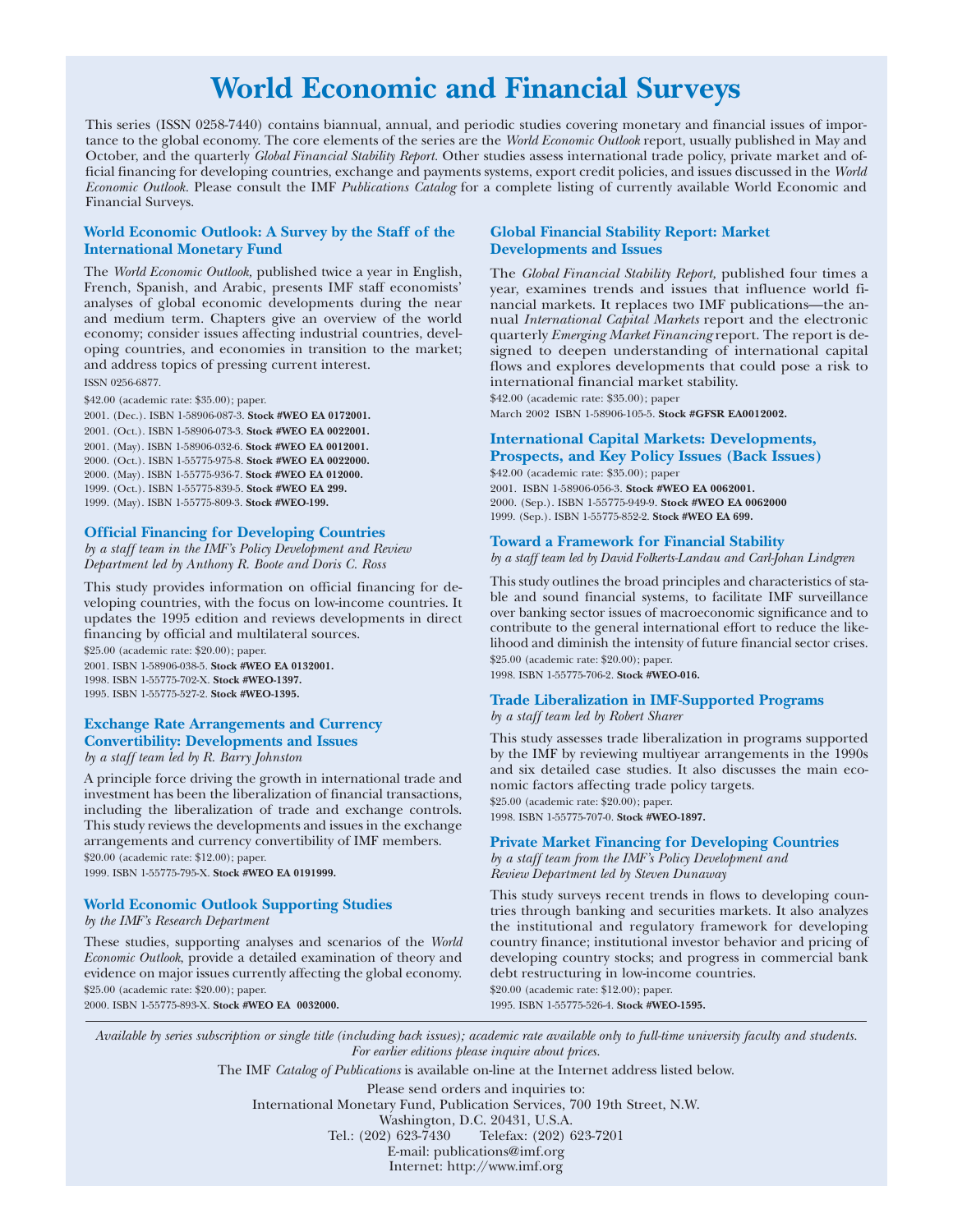# World Economic and Financial Surveys

This series (ISSN 0258-7440) contains biannual, annual, and periodic studies covering monetary report and financial issues of importance to the global economy. The core elements of the series are the *World Economic Outlook* report, usually published in May and October, and the quarterly *Global Financial Stability Report*. Other studies assess international trade policy, private market and official financing for developing countries, exchange and payments systems, export credit policies, and issues discussed in the *World Economic Outlook*. Please consult the IMF *Publications Catalog* for a complete listing of currently available World Economic and Financial Surveys.

## World Economic Outlook: A Survey by the Staff of the International Monetary Fund

The *World Economic Outlook*, published twice a year in English, French, Spanish, and Arabic, presents IMF staff economists' analyses of global economic developments during the near and medium term. Chapters give an overview of the world economy; consider issues affecting industrial countries, developing countries, and economies in transition to the market; and address topics of pressing current interest.

ISSN 0256-6877.

$42.00 (academic rate: $35.00); paper.

2001. (Dec.). ISBN 1-58906-087-3. **Stock #WEO EA 0172001.**

2001. (Oct.). ISBN 1-58906-073-3. **Stock #WEO EA 0022001.**

2001. (May). ISBN 1-58906-032-6. **Stock #WEO EA 0012001.**

2000. (Oct.). ISBN 1-55775-975-8. **Stock #WEO EA 0022000.**

2000. (May). ISBN 1-55775-936-7. **Stock #WEO EA 012000.**

1999. (Oct.). ISBN 1-55775-839-5. **Stock #WEO EA 299.**

1999. (May). ISBN 1-55775-809-3. **Stock #WEO-199.**

## Official Financing for Developing Countries

*by a staff team in the IMF's Policy Development and Review Department led by Anthony R. Boote and Doris C. Ross*

This study provides information on official financing for developing countries, with the focus on low-income countries. It updates the 1995 edition and reviews developments in direct financing by official and multilateral sources.

$25.00 (academic rate: $20.00); paper.

2001. ISBN 1-58906-038-5. **Stock #WEO EA 0132001.**

1998. ISBN 1-55775-702-X. **Stock #WEO-1397.**

1995. ISBN 1-55775-527-2. **Stock #WEO-1395.**

## Exchange Rate Arrangements and Currency Convertibility: Developments and Issues

*by a staff team led by R. Barry Johnston*

A principle force driving the growth in international trade and investment has been the liberalization of financial transactions, including the liberalization of trade and exchange controls. This study reviews the developments and issues in the exchange arrangements and currency convertibility of IMF members.

$20.00 (academic rate: $12.00); paper.

1999. ISBN 1-55775-795-X. **Stock #WEO EA 0191999.**

## World Economic Outlook Supporting Studies

*by the IMF's Research Department*

These studies, supporting analyses and scenarios of the *World Economic Outlook*, provide a detailed examination of theory and evidence on major issues currently affecting the global economy.

$25.00 (academic rate: $20.00); paper.

2000. ISBN 1-55775-893-X. **Stock #WEO EA 0032000.**

## Global Financial Stability Report: Market Developments and Issues

The *Global Financial Stability Report*, published four times a year, examines trends and issues that influence world financial markets. It replaces two IMF publications—the annual *International Capital Markets* report and the electronic quarterly *Emerging Market Financing* report. The report is designed to deepen understanding of international capital flows and explores developments that could pose a risk to international financial market stability.

$42.00 (academic rate: $35.00); paper

March 2002 ISBN 1-58906-105-5. **Stock #GFSR EA0012002.**

## International Capital Markets: Developments, Prospects, and Key Policy Issues (Back Issues)

$42.00 (academic rate: $35.00); paper

2001. ISBN 1-58906-056-3. **Stock #WEO EA 0062001.**

2000. (Sep.). ISBN 1-55775-949-9. **Stock #WEO EA 0062000**

1999. (Sep.). ISBN 1-55775-852-2. **Stock #WEO EA 699.**

## Toward a Framework for Financial Stability

*by a staff team led by David Folkerts-Landau and Carl-Johan Lindgren*

This study outlines the broad principles and characteristics of stable and sound financial systems, to facilitate IMF surveillance over banking sector issues of macroeconomic significance and to contribute to the general international effort to reduce the likelihood and diminish the intensity of future financial sector crises.

$25.00 (academic rate: $20.00); paper.

1998. ISBN 1-55775-706-2. **Stock #WEO-016.**

## Trade Liberalization in IMF-Supported Programs

*by a staff team led by Robert Sharer*

This study assesses trade liberalization in programs supported by the IMF by reviewing multiyear arrangements in the 1990s and six detailed case studies. It also discusses the main economic factors affecting trade policy targets.

$25.00 (academic rate: $20.00); paper.

1998. ISBN 1-55775-707-0. **Stock #WEO-1897.**

## Private Market Financing for Developing Countries

*by a staff team from the IMF's Policy Development and Review Department led by Steven Dunaway*

This study surveys recent trends in flows to developing countries through banking and securities markets. It also analyzes the institutional and regulatory framework for developing country finance; institutional investor behavior and pricing of developing country stocks; and progress in commercial bank debt restructuring in low-income countries.

$20.00 (academic rate: $12.00); paper.

1995. ISBN 1-55775-526-4. **Stock #WEO-1595.**

---

*Available by series subscription or single title (including back issues); academic rate available only to full-time university faculty and students. For earlier editions please inquire about prices.*

The IMF *Catalog of Publications* is available on-line at the Internet address listed below.

Please send orders and inquiries to:
International Monetary Fund, Publication Services, 700 19th Street, N.W.
Washington, D.C. 20431, U.S.A.
Tel.: (202) 623-7430 Telefax: (202) 623-7201
E-mail: publications@imf.org
Internet: http://www.imf.org